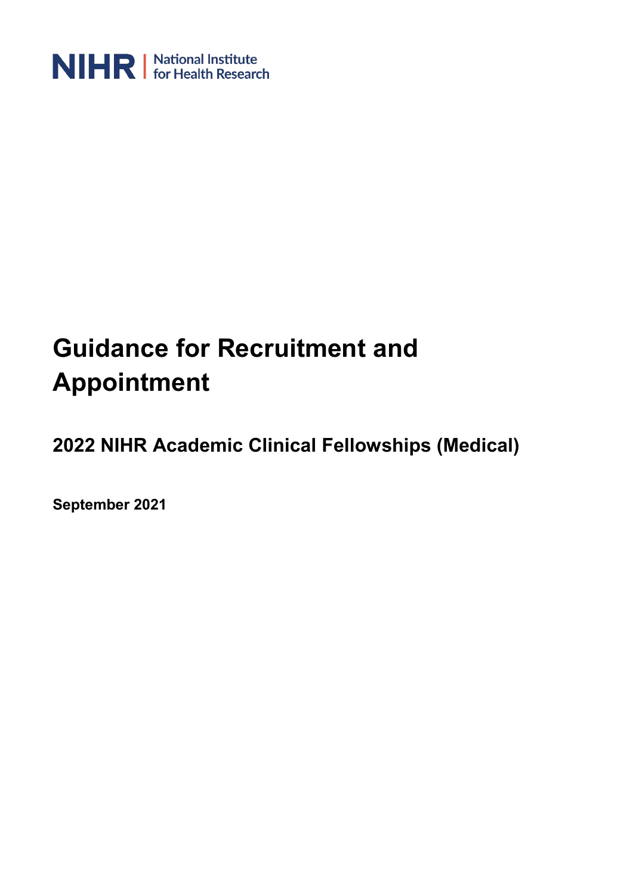NIHR | National Institute for Health Research

# Guidance for Recruitment and Appointment

## 2022 NIHR Academic Clinical Fellowships (Medical)

**September 2021**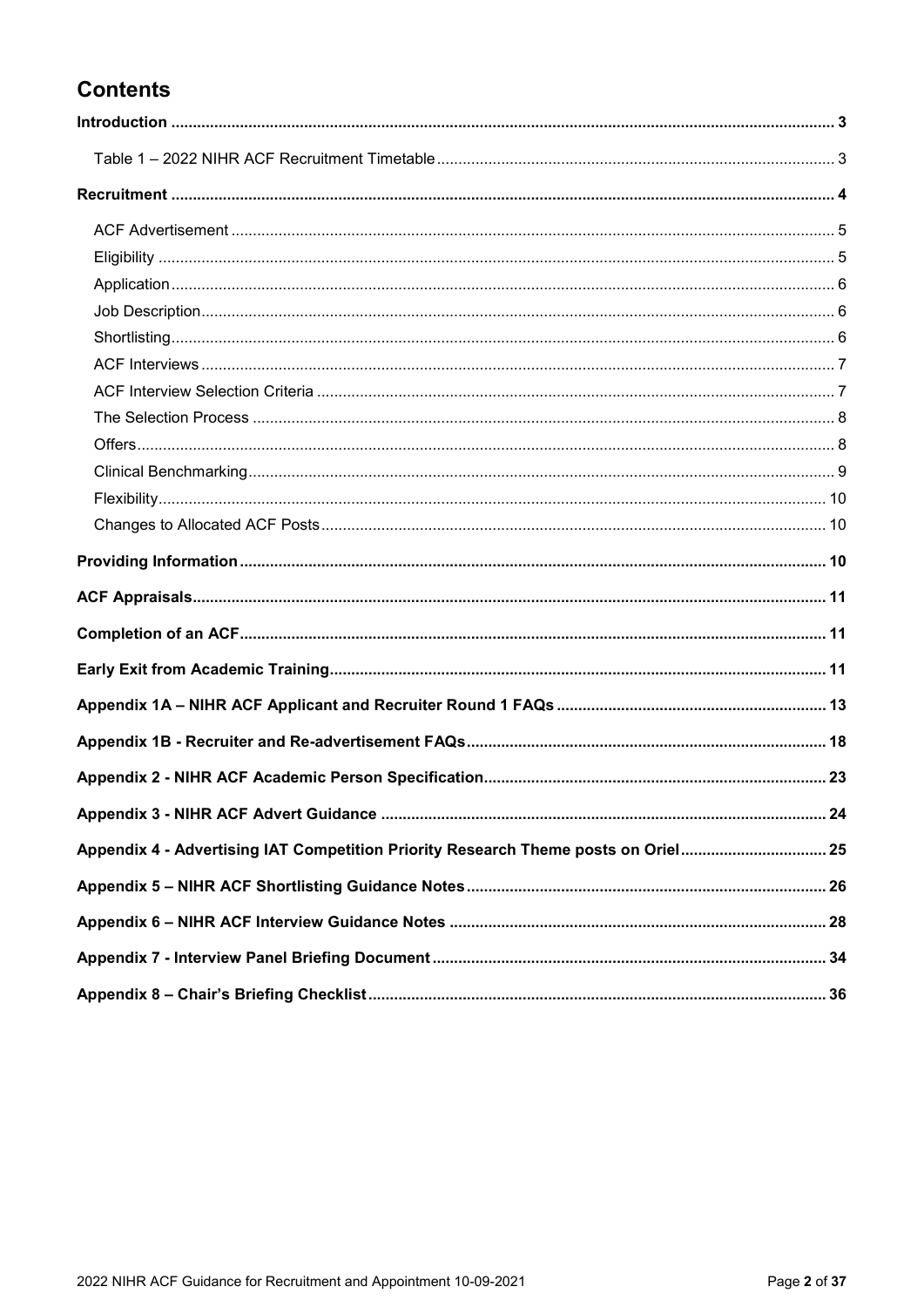# Contents

Introduction ........ 3

- Table 1 – 2022 NIHR ACF Recruitment Timetable ........ 3

Recruitment ........ 4

- ACF Advertisement ........ 5
- Eligibility ........ 5
- Application ........ 6
- Job Description ........ 6
- Shortlisting ........ 6
- ACF Interviews ........ 7
- ACF Interview Selection Criteria ........ 7
- The Selection Process ........ 8
- Offers ........ 8
- Clinical Benchmarking ........ 9
- Flexibility ........ 10
- Changes to Allocated ACF Posts ........ 10

Providing Information ........ 10

ACF Appraisals ........ 11

Completion of an ACF ........ 11

Early Exit from Academic Training ........ 11

Appendix 1A – NIHR ACF Applicant and Recruiter Round 1 FAQs ........ 13

Appendix 1B - Recruiter and Re-advertisement FAQs ........ 18

Appendix 2 - NIHR ACF Academic Person Specification ........ 23

Appendix 3 - NIHR ACF Advert Guidance ........ 24

Appendix 4 - Advertising IAT Competition Priority Research Theme posts on Oriel ........ 25

Appendix 5 – NIHR ACF Shortlisting Guidance Notes ........ 26

Appendix 6 – NIHR ACF Interview Guidance Notes ........ 28

Appendix 7 - Interview Panel Briefing Document ........ 34

Appendix 8 – Chair's Briefing Checklist ........ 36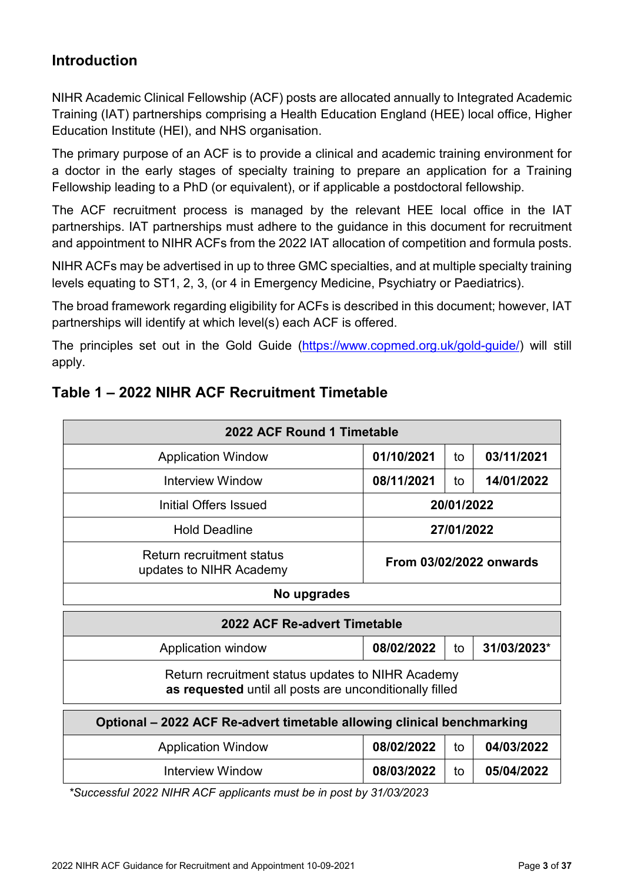## Introduction

NIHR Academic Clinical Fellowship (ACF) posts are allocated annually to Integrated Academic Training (IAT) partnerships comprising a Health Education England (HEE) local office, Higher Education Institute (HEI), and NHS organisation.

The primary purpose of an ACF is to provide a clinical and academic training environment for a doctor in the early stages of specialty training to prepare an application for a Training Fellowship leading to a PhD (or equivalent), or if applicable a postdoctoral fellowship.

The ACF recruitment process is managed by the relevant HEE local office in the IAT partnerships. IAT partnerships must adhere to the guidance in this document for recruitment and appointment to NIHR ACFs from the 2022 IAT allocation of competition and formula posts.

NIHR ACFs may be advertised in up to three GMC specialties, and at multiple specialty training levels equating to ST1, 2, 3, (or 4 in Emergency Medicine, Psychiatry or Paediatrics).

The broad framework regarding eligibility for ACFs is described in this document; however, IAT partnerships will identify at which level(s) each ACF is offered.

The principles set out in the Gold Guide (https://www.copmed.org.uk/gold-guide/) will still apply.

## Table 1 – 2022 NIHR ACF Recruitment Timetable

| **2022 ACF Round 1 Timetable** | | | |
|---|---|---|---|
| Application Window | **01/10/2021** | to | **03/11/2021** |
| Interview Window | **08/11/2021** | to | **14/01/2022** |
| Initial Offers Issued | **20/01/2022** | | |
| Hold Deadline | **27/01/2022** | | |
| Return recruitment status updates to NIHR Academy | **From 03/02/2022 onwards** | | |
| **No upgrades** | | | |

| **2022 ACF Re-advert Timetable** | | | |
|---|---|---|---|
| Application window | **08/02/2022** | to | **31/03/2023*** |
| Return recruitment status updates to NIHR Academy **as requested** until all posts are unconditionally filled | | | |

| **Optional – 2022 ACF Re-advert timetable allowing clinical benchmarking** | | | |
|---|---|---|---|
| Application Window | **08/02/2022** | to | **04/03/2022** |
| Interview Window | **08/03/2022** | to | **05/04/2022** |

*\*Successful 2022 NIHR ACF applicants must be in post by 31/03/2023*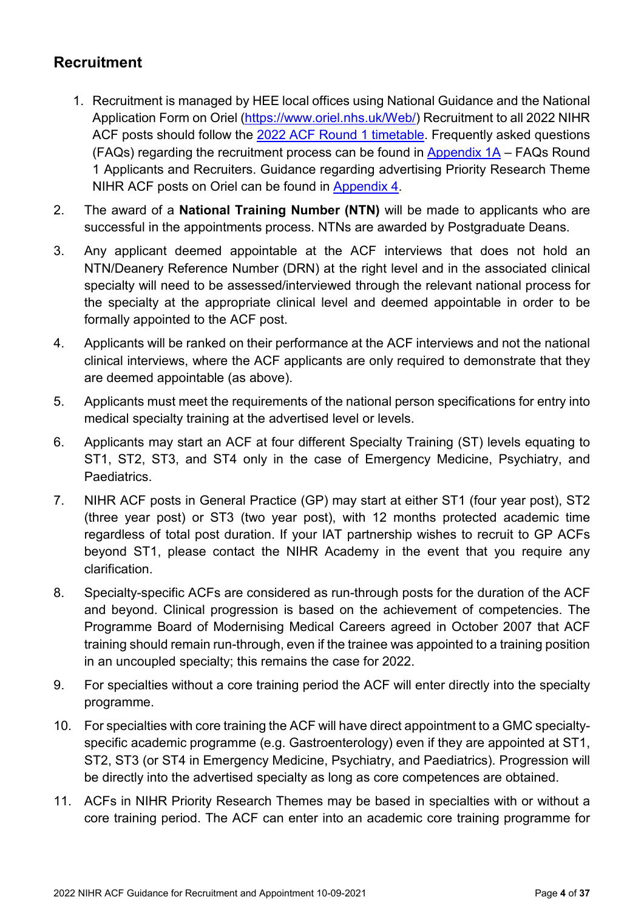## Recruitment

1. Recruitment is managed by HEE local offices using National Guidance and the National Application Form on Oriel ([https://www.oriel.nhs.uk/Web/](https://www.oriel.nhs.uk/Web/)) Recruitment to all 2022 NIHR ACF posts should follow the [2022 ACF Round 1 timetable](). Frequently asked questions (FAQs) regarding the recruitment process can be found in [Appendix 1A]() – FAQs Round 1 Applicants and Recruiters. Guidance regarding advertising Priority Research Theme NIHR ACF posts on Oriel can be found in [Appendix 4]().

2. The award of a **National Training Number (NTN)** will be made to applicants who are successful in the appointments process. NTNs are awarded by Postgraduate Deans.

3. Any applicant deemed appointable at the ACF interviews that does not hold an NTN/Deanery Reference Number (DRN) at the right level and in the associated clinical specialty will need to be assessed/interviewed through the relevant national process for the specialty at the appropriate clinical level and deemed appointable in order to be formally appointed to the ACF post.

4. Applicants will be ranked on their performance at the ACF interviews and not the national clinical interviews, where the ACF applicants are only required to demonstrate that they are deemed appointable (as above).

5. Applicants must meet the requirements of the national person specifications for entry into medical specialty training at the advertised level or levels.

6. Applicants may start an ACF at four different Specialty Training (ST) levels equating to ST1, ST2, ST3, and ST4 only in the case of Emergency Medicine, Psychiatry, and Paediatrics.

7. NIHR ACF posts in General Practice (GP) may start at either ST1 (four year post), ST2 (three year post) or ST3 (two year post), with 12 months protected academic time regardless of total post duration. If your IAT partnership wishes to recruit to GP ACFs beyond ST1, please contact the NIHR Academy in the event that you require any clarification.

8. Specialty-specific ACFs are considered as run-through posts for the duration of the ACF and beyond. Clinical progression is based on the achievement of competencies. The Programme Board of Modernising Medical Careers agreed in October 2007 that ACF training should remain run-through, even if the trainee was appointed to a training position in an uncoupled specialty; this remains the case for 2022.

9. For specialties without a core training period the ACF will enter directly into the specialty programme.

10. For specialties with core training the ACF will have direct appointment to a GMC specialty-specific academic programme (e.g. Gastroenterology) even if they are appointed at ST1, ST2, ST3 (or ST4 in Emergency Medicine, Psychiatry, and Paediatrics). Progression will be directly into the advertised specialty as long as core competences are obtained.

11. ACFs in NIHR Priority Research Themes may be based in specialties with or without a core training period. The ACF can enter into an academic core training programme for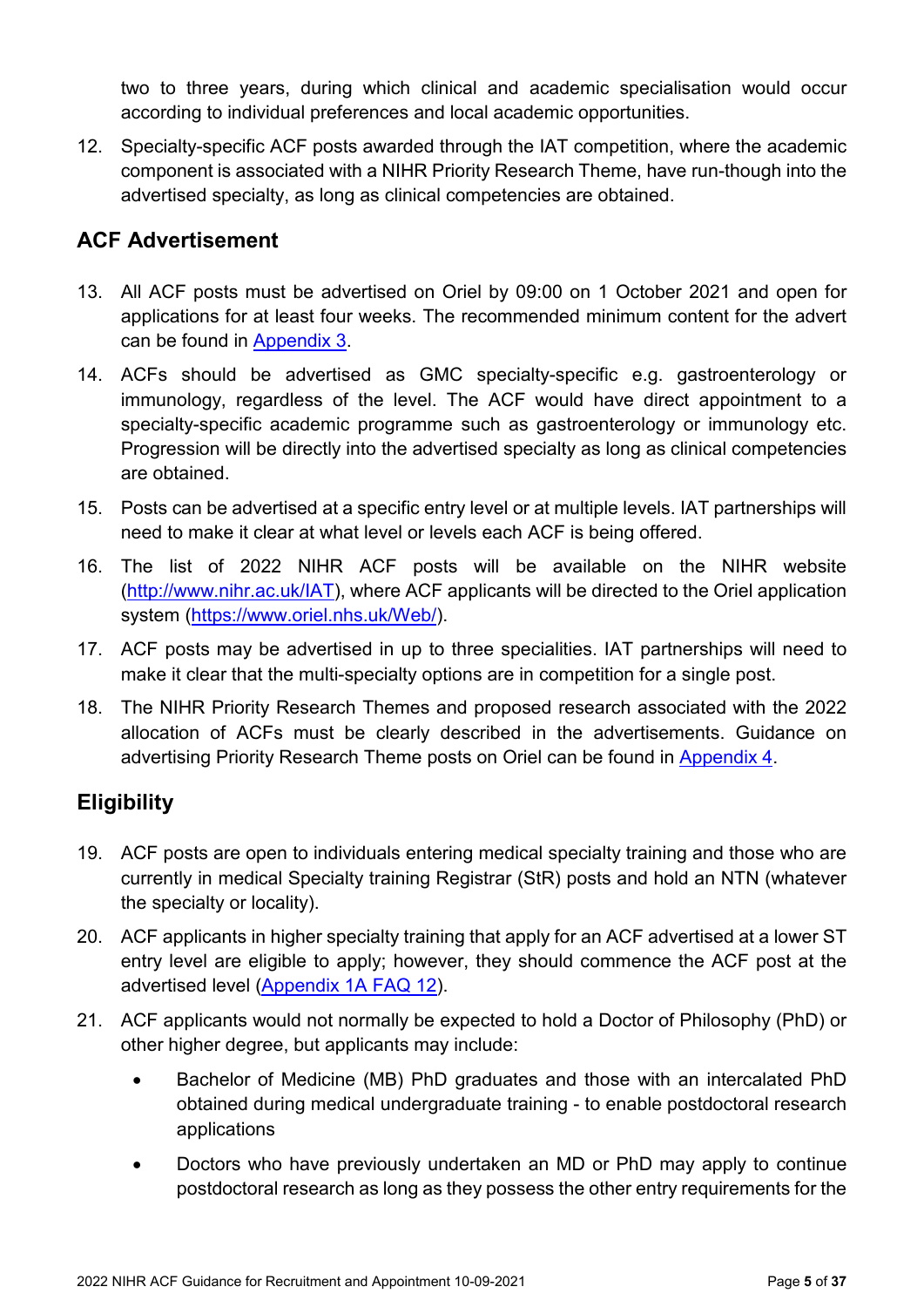two to three years, during which clinical and academic specialisation would occur according to individual preferences and local academic opportunities.

12. Specialty-specific ACF posts awarded through the IAT competition, where the academic component is associated with a NIHR Priority Research Theme, have run-though into the advertised specialty, as long as clinical competencies are obtained.

## ACF Advertisement

13. All ACF posts must be advertised on Oriel by 09:00 on 1 October 2021 and open for applications for at least four weeks. The recommended minimum content for the advert can be found in [Appendix 3](#).

14. ACFs should be advertised as GMC specialty-specific e.g. gastroenterology or immunology, regardless of the level. The ACF would have direct appointment to a specialty-specific academic programme such as gastroenterology or immunology etc. Progression will be directly into the advertised specialty as long as clinical competencies are obtained.

15. Posts can be advertised at a specific entry level or at multiple levels. IAT partnerships will need to make it clear at what level or levels each ACF is being offered.

16. The list of 2022 NIHR ACF posts will be available on the NIHR website ([http://www.nihr.ac.uk/IAT](http://www.nihr.ac.uk/IAT)), where ACF applicants will be directed to the Oriel application system ([https://www.oriel.nhs.uk/Web/](https://www.oriel.nhs.uk/Web/)).

17. ACF posts may be advertised in up to three specialities. IAT partnerships will need to make it clear that the multi-specialty options are in competition for a single post.

18. The NIHR Priority Research Themes and proposed research associated with the 2022 allocation of ACFs must be clearly described in the advertisements. Guidance on advertising Priority Research Theme posts on Oriel can be found in [Appendix 4](#).

## Eligibility

19. ACF posts are open to individuals entering medical specialty training and those who are currently in medical Specialty training Registrar (StR) posts and hold an NTN (whatever the specialty or locality).

20. ACF applicants in higher specialty training that apply for an ACF advertised at a lower ST entry level are eligible to apply; however, they should commence the ACF post at the advertised level ([Appendix 1A FAQ 12](#)).

21. ACF applicants would not normally be expected to hold a Doctor of Philosophy (PhD) or other higher degree, but applicants may include:

    - Bachelor of Medicine (MB) PhD graduates and those with an intercalated PhD obtained during medical undergraduate training - to enable postdoctoral research applications
    - Doctors who have previously undertaken an MD or PhD may apply to continue postdoctoral research as long as they possess the other entry requirements for the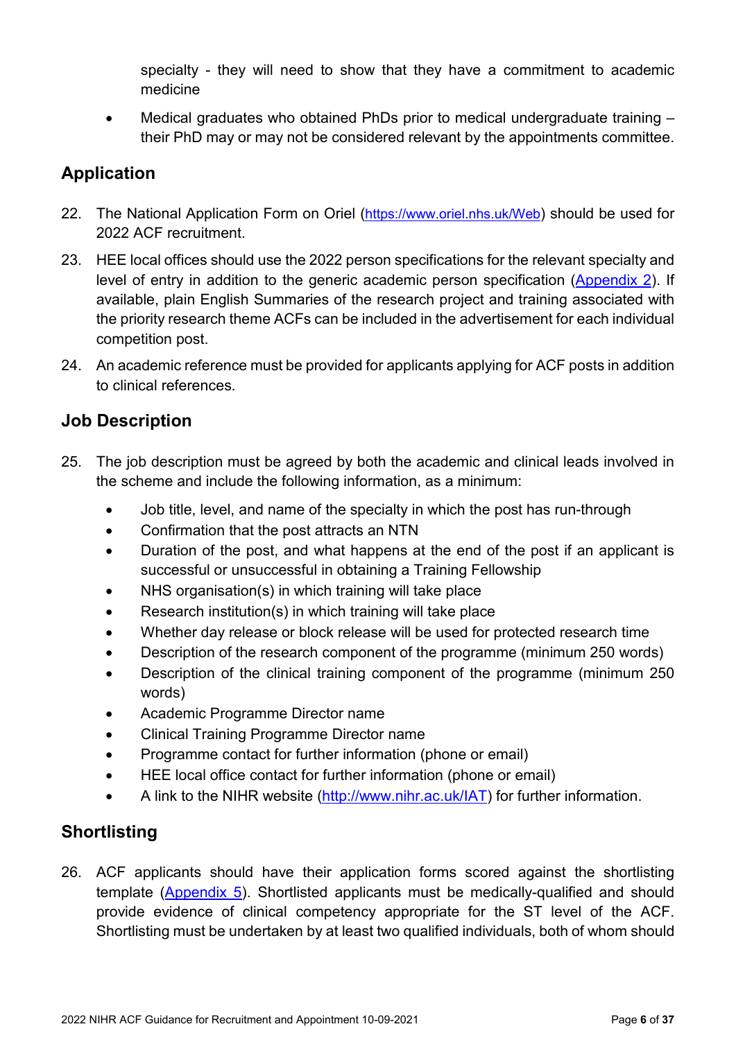specialty - they will need to show that they have a commitment to academic medicine

- Medical graduates who obtained PhDs prior to medical undergraduate training – their PhD may or may not be considered relevant by the appointments committee.

## Application

22. The National Application Form on Oriel ([https://www.oriel.nhs.uk/Web](https://www.oriel.nhs.uk/Web)) should be used for 2022 ACF recruitment.

23. HEE local offices should use the 2022 person specifications for the relevant specialty and level of entry in addition to the generic academic person specification ([Appendix 2](#)). If available, plain English Summaries of the research project and training associated with the priority research theme ACFs can be included in the advertisement for each individual competition post.

24. An academic reference must be provided for applicants applying for ACF posts in addition to clinical references.

## Job Description

25. The job description must be agreed by both the academic and clinical leads involved in the scheme and include the following information, as a minimum:

    - Job title, level, and name of the specialty in which the post has run-through
    - Confirmation that the post attracts an NTN
    - Duration of the post, and what happens at the end of the post if an applicant is successful or unsuccessful in obtaining a Training Fellowship
    - NHS organisation(s) in which training will take place
    - Research institution(s) in which training will take place
    - Whether day release or block release will be used for protected research time
    - Description of the research component of the programme (minimum 250 words)
    - Description of the clinical training component of the programme (minimum 250 words)
    - Academic Programme Director name
    - Clinical Training Programme Director name
    - Programme contact for further information (phone or email)
    - HEE local office contact for further information (phone or email)
    - A link to the NIHR website ([http://www.nihr.ac.uk/IAT](http://www.nihr.ac.uk/IAT)) for further information.

## Shortlisting

26. ACF applicants should have their application forms scored against the shortlisting template ([Appendix 5](#)). Shortlisted applicants must be medically-qualified and should provide evidence of clinical competency appropriate for the ST level of the ACF. Shortlisting must be undertaken by at least two qualified individuals, both of whom should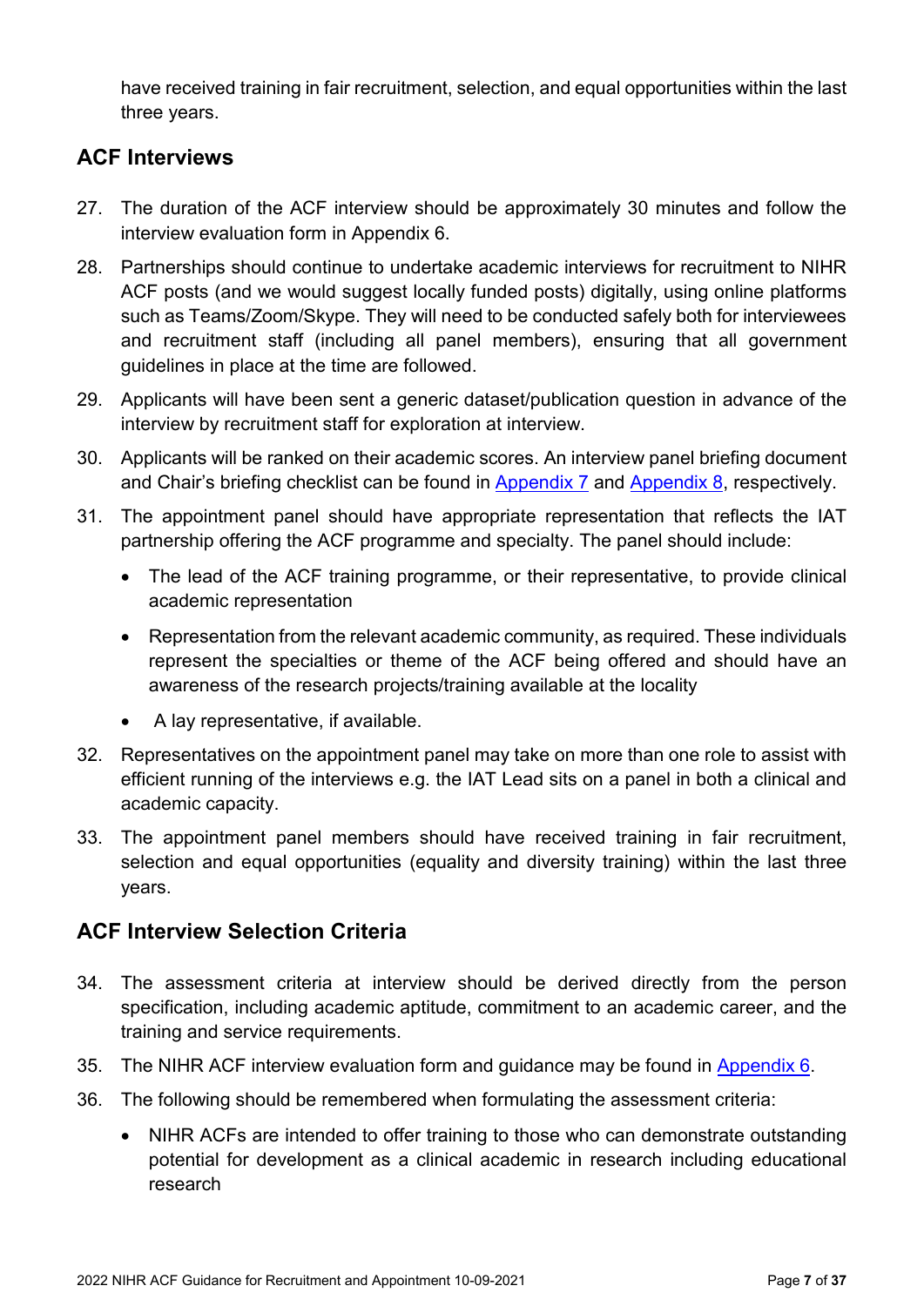have received training in fair recruitment, selection, and equal opportunities within the last three years.

## ACF Interviews

27. The duration of the ACF interview should be approximately 30 minutes and follow the interview evaluation form in Appendix 6.
28. Partnerships should continue to undertake academic interviews for recruitment to NIHR ACF posts (and we would suggest locally funded posts) digitally, using online platforms such as Teams/Zoom/Skype. They will need to be conducted safely both for interviewees and recruitment staff (including all panel members), ensuring that all government guidelines in place at the time are followed.
29. Applicants will have been sent a generic dataset/publication question in advance of the interview by recruitment staff for exploration at interview.
30. Applicants will be ranked on their academic scores. An interview panel briefing document and Chair's briefing checklist can be found in Appendix 7 and Appendix 8, respectively.
31. The appointment panel should have appropriate representation that reflects the IAT partnership offering the ACF programme and specialty. The panel should include:
    - The lead of the ACF training programme, or their representative, to provide clinical academic representation
    - Representation from the relevant academic community, as required. These individuals represent the specialties or theme of the ACF being offered and should have an awareness of the research projects/training available at the locality
    - A lay representative, if available.
32. Representatives on the appointment panel may take on more than one role to assist with efficient running of the interviews e.g. the IAT Lead sits on a panel in both a clinical and academic capacity.
33. The appointment panel members should have received training in fair recruitment, selection and equal opportunities (equality and diversity training) within the last three years.

## ACF Interview Selection Criteria

34. The assessment criteria at interview should be derived directly from the person specification, including academic aptitude, commitment to an academic career, and the training and service requirements.
35. The NIHR ACF interview evaluation form and guidance may be found in Appendix 6.
36. The following should be remembered when formulating the assessment criteria:
    - NIHR ACFs are intended to offer training to those who can demonstrate outstanding potential for development as a clinical academic in research including educational research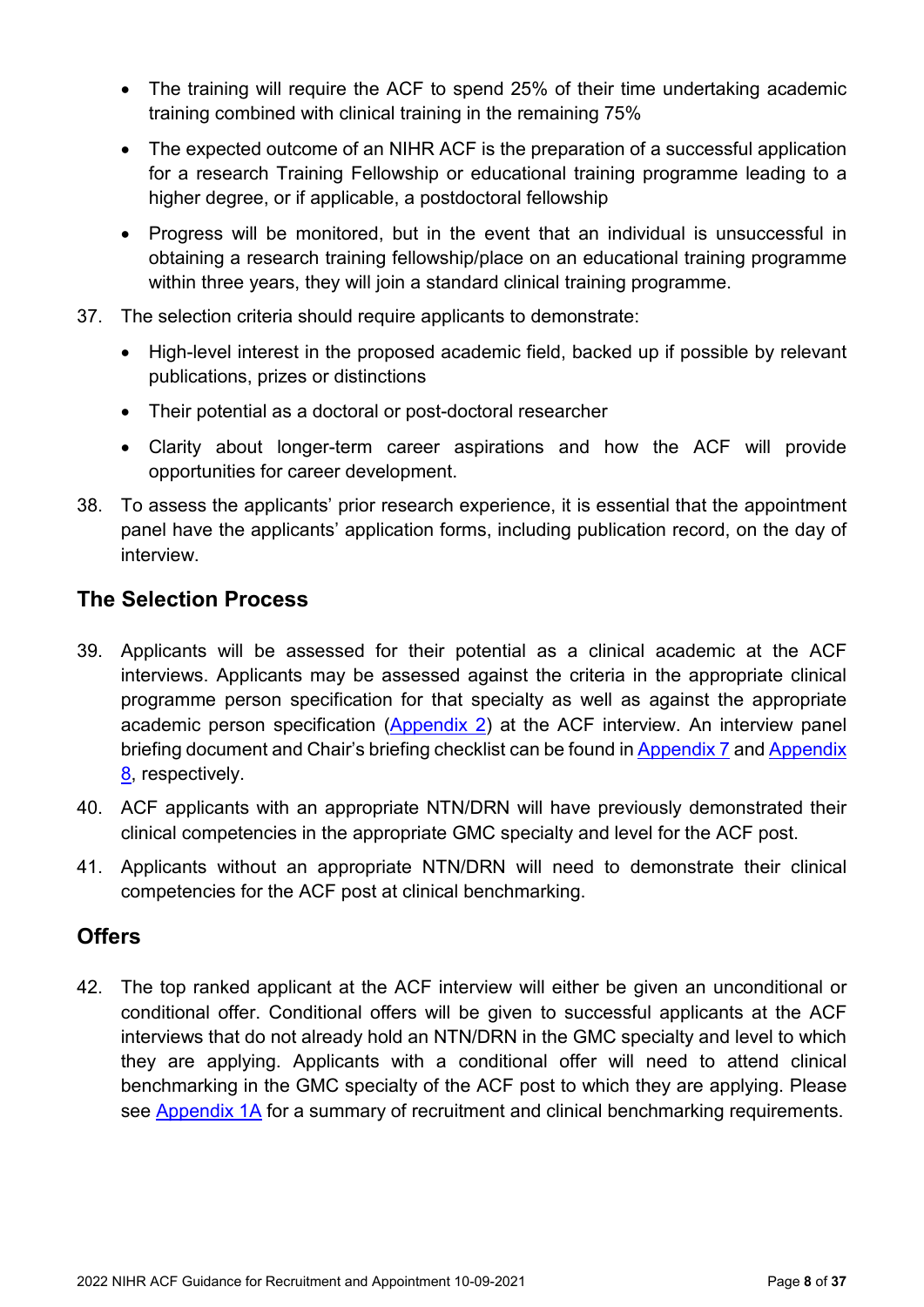- The training will require the ACF to spend 25% of their time undertaking academic training combined with clinical training in the remaining 75%
- The expected outcome of an NIHR ACF is the preparation of a successful application for a research Training Fellowship or educational training programme leading to a higher degree, or if applicable, a postdoctoral fellowship
- Progress will be monitored, but in the event that an individual is unsuccessful in obtaining a research training fellowship/place on an educational training programme within three years, they will join a standard clinical training programme.

37. The selection criteria should require applicants to demonstrate:
    - High-level interest in the proposed academic field, backed up if possible by relevant publications, prizes or distinctions
    - Their potential as a doctoral or post-doctoral researcher
    - Clarity about longer-term career aspirations and how the ACF will provide opportunities for career development.

38. To assess the applicants' prior research experience, it is essential that the appointment panel have the applicants' application forms, including publication record, on the day of interview.

## The Selection Process

39. Applicants will be assessed for their potential as a clinical academic at the ACF interviews. Applicants may be assessed against the criteria in the appropriate clinical programme person specification for that specialty as well as against the appropriate academic person specification (Appendix 2) at the ACF interview. An interview panel briefing document and Chair's briefing checklist can be found in Appendix 7 and Appendix 8, respectively.

40. ACF applicants with an appropriate NTN/DRN will have previously demonstrated their clinical competencies in the appropriate GMC specialty and level for the ACF post.

41. Applicants without an appropriate NTN/DRN will need to demonstrate their clinical competencies for the ACF post at clinical benchmarking.

## Offers

42. The top ranked applicant at the ACF interview will either be given an unconditional or conditional offer. Conditional offers will be given to successful applicants at the ACF interviews that do not already hold an NTN/DRN in the GMC specialty and level to which they are applying. Applicants with a conditional offer will need to attend clinical benchmarking in the GMC specialty of the ACF post to which they are applying. Please see Appendix 1A for a summary of recruitment and clinical benchmarking requirements.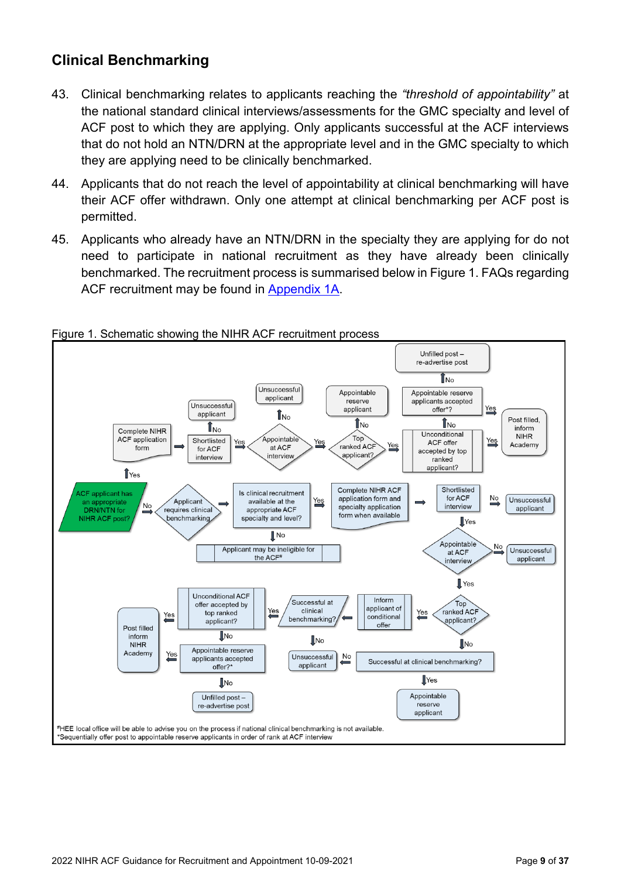## Clinical Benchmarking

43. Clinical benchmarking relates to applicants reaching the *“threshold of appointability”* at the national standard clinical interviews/assessments for the GMC specialty and level of ACF post to which they are applying. Only applicants successful at the ACF interviews that do not hold an NTN/DRN at the appropriate level and in the GMC specialty to which they are applying need to be clinically benchmarked.

44. Applicants that do not reach the level of appointability at clinical benchmarking will have their ACF offer withdrawn. Only one attempt at clinical benchmarking per ACF post is permitted.

45. Applicants who already have an NTN/DRN in the specialty they are applying for do not need to participate in national recruitment as they have already been clinically benchmarked. The recruitment process is summarised below in Figure 1. FAQs regarding ACF recruitment may be found in Appendix 1A.

Figure 1. Schematic showing the NIHR ACF recruitment process

**ACF applicant has an appropriate DRN/NTN for NIHR ACF post?**

- Yes → Complete NIHR ACF application form → Shortlisted for ACF interview
  - No → Unsuccessful applicant
  - Yes → Appointable at ACF interview?
    - No → Unsuccessful applicant
    - Yes → Top ranked ACF applicant?
      - No → Appointable reserve applicant
      - Yes → Unconditional ACF offer accepted by top ranked applicant?
        - Yes → Post filled, inform NIHR Academy
        - No → Appointable reserve applicants accepted offer*?
          - Yes → Post filled, inform NIHR Academy
          - No → Unfilled post – re-advertise post
- No → Applicant requires clinical benchmarking → Is clinical recruitment available at the appropriate ACF specialty and level?
  - No → Applicant may be ineligible for the ACF#
  - Yes → Complete NIHR ACF application form and specialty application form when available → Shortlisted for ACF interview
    - No → Unsuccessful applicant
    - Yes → Appointable at ACF interview?
      - No → Unsuccessful applicant
      - Yes → Top ranked ACF applicant?
        - No → Successful at clinical benchmarking?
          - Yes → Appointable reserve applicant
        - Yes → Inform applicant of conditional offer → Successful at clinical benchmarking?
          - No → Unsuccessful applicant
          - Yes → Unconditional ACF offer accepted by top ranked applicant?
            - Yes → Post filled inform NIHR Academy
            - No → Appointable reserve applicants accepted offer?*
              - Yes → Post filled inform NIHR Academy
              - No → Unfilled post – re-advertise post

#HEE local office will be able to advise you on the process if national clinical benchmarking is not available.
*Sequentially offer post to appointable reserve applicants in order of rank at ACF interview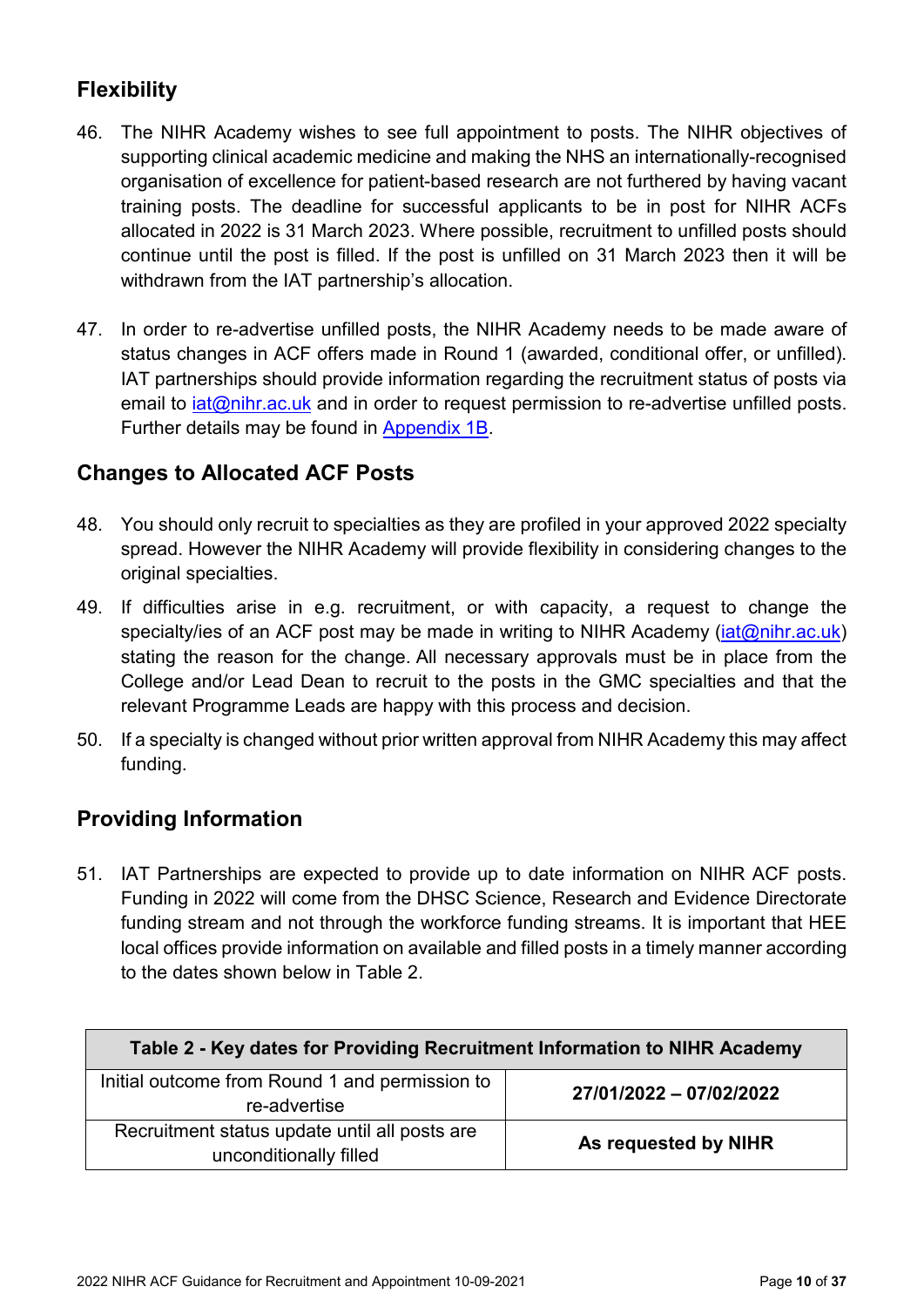## Flexibility

46. The NIHR Academy wishes to see full appointment to posts. The NIHR objectives of supporting clinical academic medicine and making the NHS an internationally-recognised organisation of excellence for patient-based research are not furthered by having vacant training posts. The deadline for successful applicants to be in post for NIHR ACFs allocated in 2022 is 31 March 2023. Where possible, recruitment to unfilled posts should continue until the post is filled. If the post is unfilled on 31 March 2023 then it will be withdrawn from the IAT partnership's allocation.

47. In order to re-advertise unfilled posts, the NIHR Academy needs to be made aware of status changes in ACF offers made in Round 1 (awarded, conditional offer, or unfilled). IAT partnerships should provide information regarding the recruitment status of posts via email to iat@nihr.ac.uk and in order to request permission to re-advertise unfilled posts. Further details may be found in Appendix 1B.

## Changes to Allocated ACF Posts

48. You should only recruit to specialties as they are profiled in your approved 2022 specialty spread. However the NIHR Academy will provide flexibility in considering changes to the original specialties.

49. If difficulties arise in e.g. recruitment, or with capacity, a request to change the specialty/ies of an ACF post may be made in writing to NIHR Academy (iat@nihr.ac.uk) stating the reason for the change. All necessary approvals must be in place from the College and/or Lead Dean to recruit to the posts in the GMC specialties and that the relevant Programme Leads are happy with this process and decision.

50. If a specialty is changed without prior written approval from NIHR Academy this may affect funding.

## Providing Information

51. IAT Partnerships are expected to provide up to date information on NIHR ACF posts. Funding in 2022 will come from the DHSC Science, Research and Evidence Directorate funding stream and not through the workforce funding streams. It is important that HEE local offices provide information on available and filled posts in a timely manner according to the dates shown below in Table 2.

| **Table 2 - Key dates for Providing Recruitment Information to NIHR Academy** | |
|---|---|
| Initial outcome from Round 1 and permission to re-advertise | **27/01/2022 – 07/02/2022** |
| Recruitment status update until all posts are unconditionally filled | **As requested by NIHR** |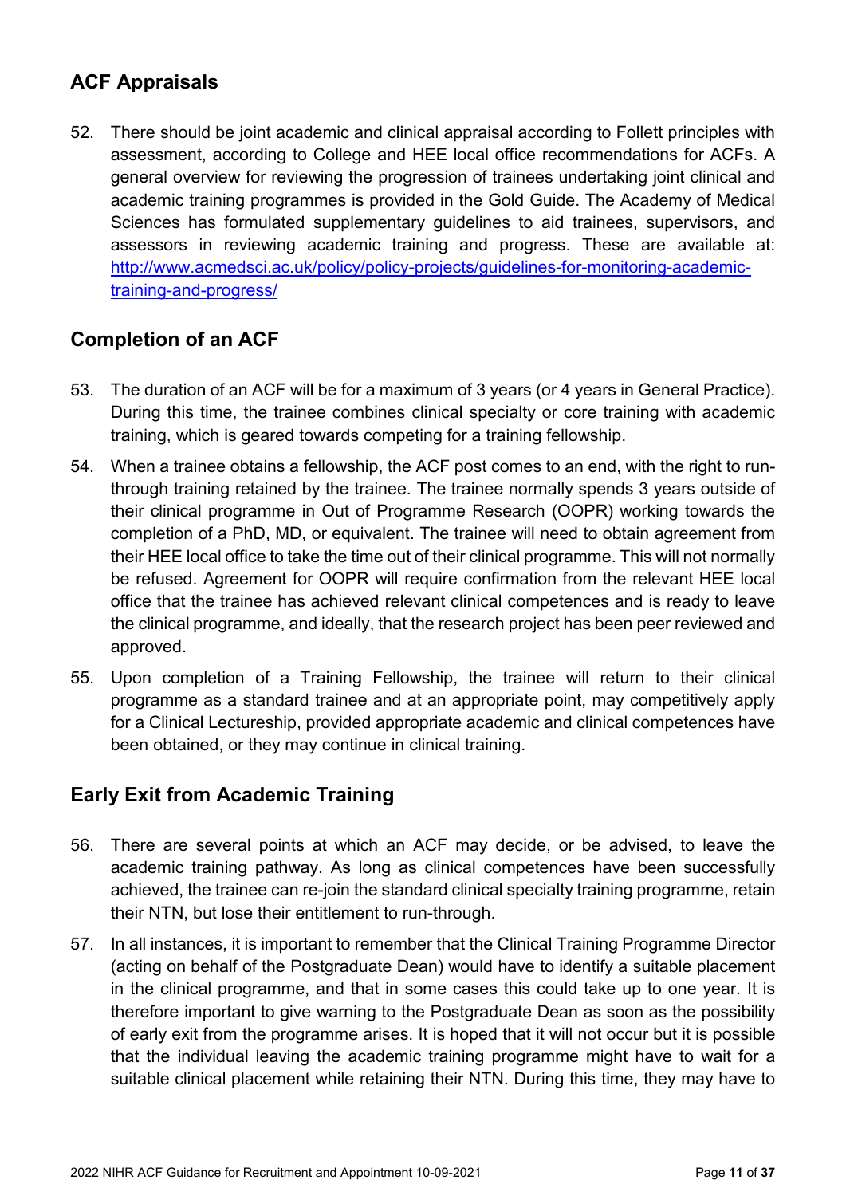## ACF Appraisals

52. There should be joint academic and clinical appraisal according to Follett principles with assessment, according to College and HEE local office recommendations for ACFs. A general overview for reviewing the progression of trainees undertaking joint clinical and academic training programmes is provided in the Gold Guide. The Academy of Medical Sciences has formulated supplementary guidelines to aid trainees, supervisors, and assessors in reviewing academic training and progress. These are available at: [http://www.acmedsci.ac.uk/policy/policy-projects/guidelines-for-monitoring-academic-training-and-progress/](http://www.acmedsci.ac.uk/policy/policy-projects/guidelines-for-monitoring-academic-training-and-progress/)

## Completion of an ACF

53. The duration of an ACF will be for a maximum of 3 years (or 4 years in General Practice). During this time, the trainee combines clinical specialty or core training with academic training, which is geared towards competing for a training fellowship.

54. When a trainee obtains a fellowship, the ACF post comes to an end, with the right to run-through training retained by the trainee. The trainee normally spends 3 years outside of their clinical programme in Out of Programme Research (OOPR) working towards the completion of a PhD, MD, or equivalent. The trainee will need to obtain agreement from their HEE local office to take the time out of their clinical programme. This will not normally be refused. Agreement for OOPR will require confirmation from the relevant HEE local office that the trainee has achieved relevant clinical competences and is ready to leave the clinical programme, and ideally, that the research project has been peer reviewed and approved.

55. Upon completion of a Training Fellowship, the trainee will return to their clinical programme as a standard trainee and at an appropriate point, may competitively apply for a Clinical Lectureship, provided appropriate academic and clinical competences have been obtained, or they may continue in clinical training.

## Early Exit from Academic Training

56. There are several points at which an ACF may decide, or be advised, to leave the academic training pathway. As long as clinical competences have been successfully achieved, the trainee can re-join the standard clinical specialty training programme, retain their NTN, but lose their entitlement to run-through.

57. In all instances, it is important to remember that the Clinical Training Programme Director (acting on behalf of the Postgraduate Dean) would have to identify a suitable placement in the clinical programme, and that in some cases this could take up to one year. It is therefore important to give warning to the Postgraduate Dean as soon as the possibility of early exit from the programme arises. It is hoped that it will not occur but it is possible that the individual leaving the academic training programme might have to wait for a suitable clinical placement while retaining their NTN. During this time, they may have to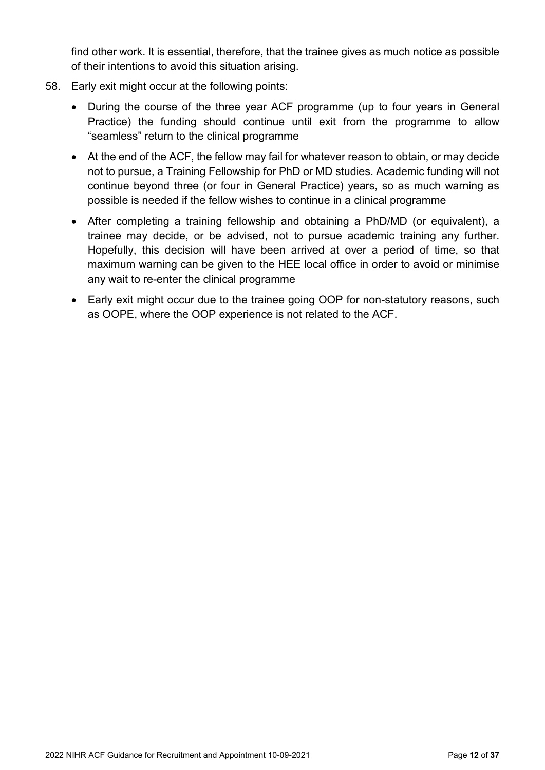find other work. It is essential, therefore, that the trainee gives as much notice as possible of their intentions to avoid this situation arising.

58. Early exit might occur at the following points:

    - During the course of the three year ACF programme (up to four years in General Practice) the funding should continue until exit from the programme to allow "seamless" return to the clinical programme
    - At the end of the ACF, the fellow may fail for whatever reason to obtain, or may decide not to pursue, a Training Fellowship for PhD or MD studies. Academic funding will not continue beyond three (or four in General Practice) years, so as much warning as possible is needed if the fellow wishes to continue in a clinical programme
    - After completing a training fellowship and obtaining a PhD/MD (or equivalent), a trainee may decide, or be advised, not to pursue academic training any further. Hopefully, this decision will have been arrived at over a period of time, so that maximum warning can be given to the HEE local office in order to avoid or minimise any wait to re-enter the clinical programme
    - Early exit might occur due to the trainee going OOP for non-statutory reasons, such as OOPE, where the OOP experience is not related to the ACF.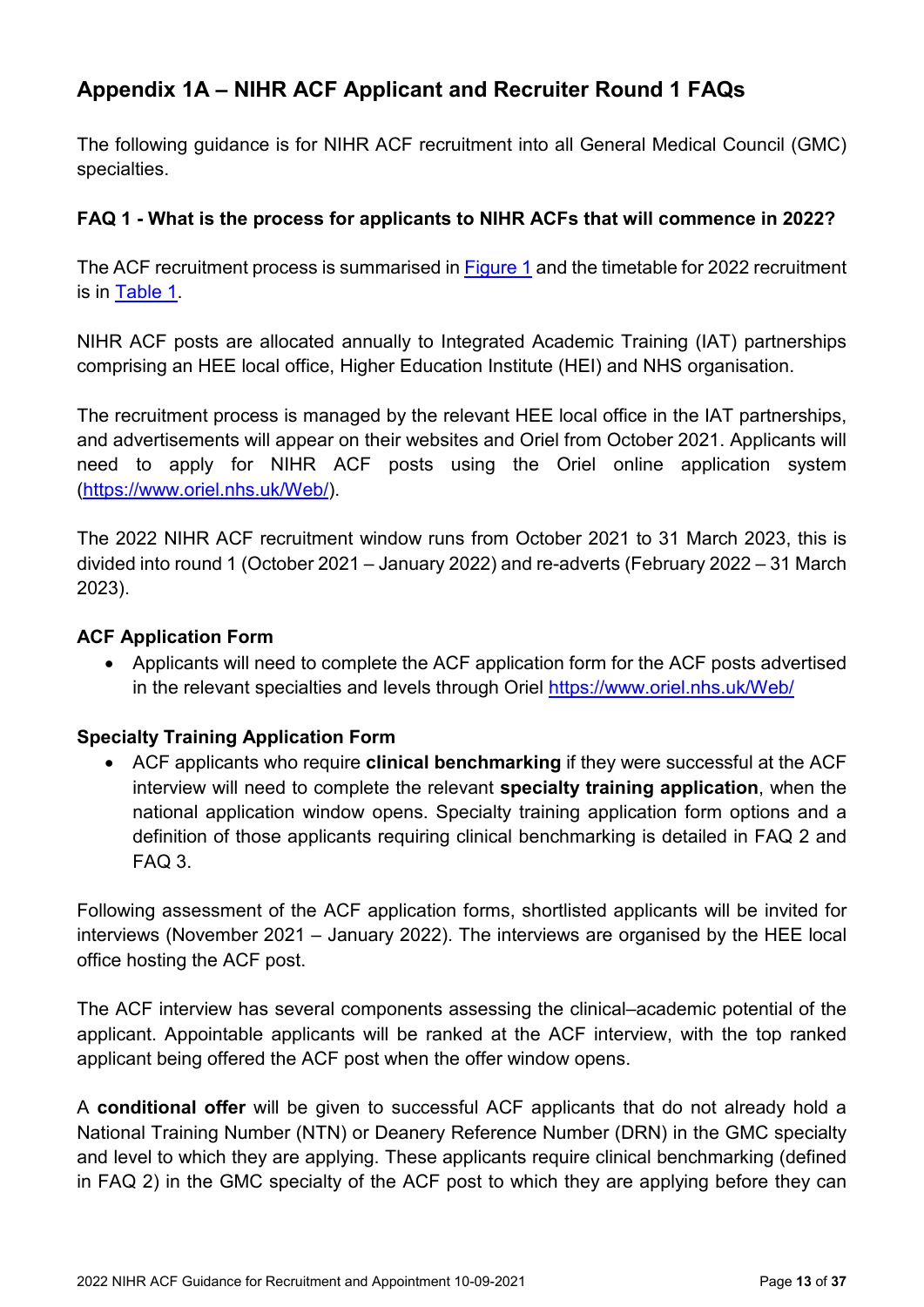## Appendix 1A – NIHR ACF Applicant and Recruiter Round 1 FAQs

The following guidance is for NIHR ACF recruitment into all General Medical Council (GMC) specialties.

### FAQ 1 - What is the process for applicants to NIHR ACFs that will commence in 2022?

The ACF recruitment process is summarised in [Figure 1](#) and the timetable for 2022 recruitment is in [Table 1](#).

NIHR ACF posts are allocated annually to Integrated Academic Training (IAT) partnerships comprising an HEE local office, Higher Education Institute (HEI) and NHS organisation.

The recruitment process is managed by the relevant HEE local office in the IAT partnerships, and advertisements will appear on their websites and Oriel from October 2021. Applicants will need to apply for NIHR ACF posts using the Oriel online application system (https://www.oriel.nhs.uk/Web/).

The 2022 NIHR ACF recruitment window runs from October 2021 to 31 March 2023, this is divided into round 1 (October 2021 – January 2022) and re-adverts (February 2022 – 31 March 2023).

**ACF Application Form**

- Applicants will need to complete the ACF application form for the ACF posts advertised in the relevant specialties and levels through Oriel https://www.oriel.nhs.uk/Web/

**Specialty Training Application Form**

- ACF applicants who require **clinical benchmarking** if they were successful at the ACF interview will need to complete the relevant **specialty training application**, when the national application window opens. Specialty training application form options and a definition of those applicants requiring clinical benchmarking is detailed in FAQ 2 and FAQ 3.

Following assessment of the ACF application forms, shortlisted applicants will be invited for interviews (November 2021 – January 2022). The interviews are organised by the HEE local office hosting the ACF post.

The ACF interview has several components assessing the clinical–academic potential of the applicant. Appointable applicants will be ranked at the ACF interview, with the top ranked applicant being offered the ACF post when the offer window opens.

A **conditional offer** will be given to successful ACF applicants that do not already hold a National Training Number (NTN) or Deanery Reference Number (DRN) in the GMC specialty and level to which they are applying. These applicants require clinical benchmarking (defined in FAQ 2) in the GMC specialty of the ACF post to which they are applying before they can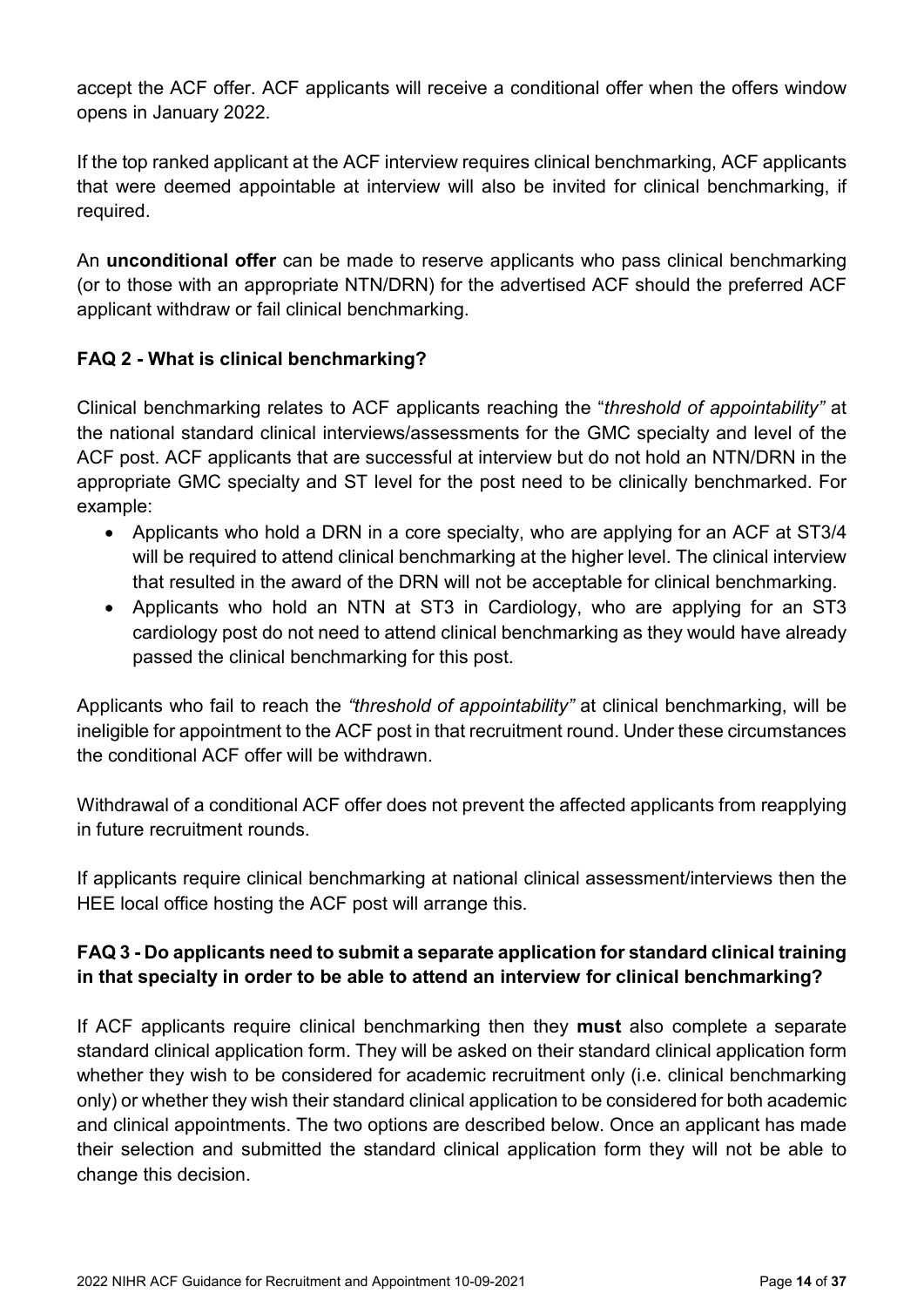accept the ACF offer. ACF applicants will receive a conditional offer when the offers window opens in January 2022.

If the top ranked applicant at the ACF interview requires clinical benchmarking, ACF applicants that were deemed appointable at interview will also be invited for clinical benchmarking, if required.

An **unconditional offer** can be made to reserve applicants who pass clinical benchmarking (or to those with an appropriate NTN/DRN) for the advertised ACF should the preferred ACF applicant withdraw or fail clinical benchmarking.

### FAQ 2 - What is clinical benchmarking?

Clinical benchmarking relates to ACF applicants reaching the "*threshold of appointability"* at the national standard clinical interviews/assessments for the GMC specialty and level of the ACF post. ACF applicants that are successful at interview but do not hold an NTN/DRN in the appropriate GMC specialty and ST level for the post need to be clinically benchmarked. For example:

- Applicants who hold a DRN in a core specialty, who are applying for an ACF at ST3/4 will be required to attend clinical benchmarking at the higher level. The clinical interview that resulted in the award of the DRN will not be acceptable for clinical benchmarking.
- Applicants who hold an NTN at ST3 in Cardiology, who are applying for an ST3 cardiology post do not need to attend clinical benchmarking as they would have already passed the clinical benchmarking for this post.

Applicants who fail to reach the *"threshold of appointability"* at clinical benchmarking, will be ineligible for appointment to the ACF post in that recruitment round. Under these circumstances the conditional ACF offer will be withdrawn.

Withdrawal of a conditional ACF offer does not prevent the affected applicants from reapplying in future recruitment rounds.

If applicants require clinical benchmarking at national clinical assessment/interviews then the HEE local office hosting the ACF post will arrange this.

### FAQ 3 - Do applicants need to submit a separate application for standard clinical training in that specialty in order to be able to attend an interview for clinical benchmarking?

If ACF applicants require clinical benchmarking then they **must** also complete a separate standard clinical application form. They will be asked on their standard clinical application form whether they wish to be considered for academic recruitment only (i.e. clinical benchmarking only) or whether they wish their standard clinical application to be considered for both academic and clinical appointments. The two options are described below. Once an applicant has made their selection and submitted the standard clinical application form they will not be able to change this decision.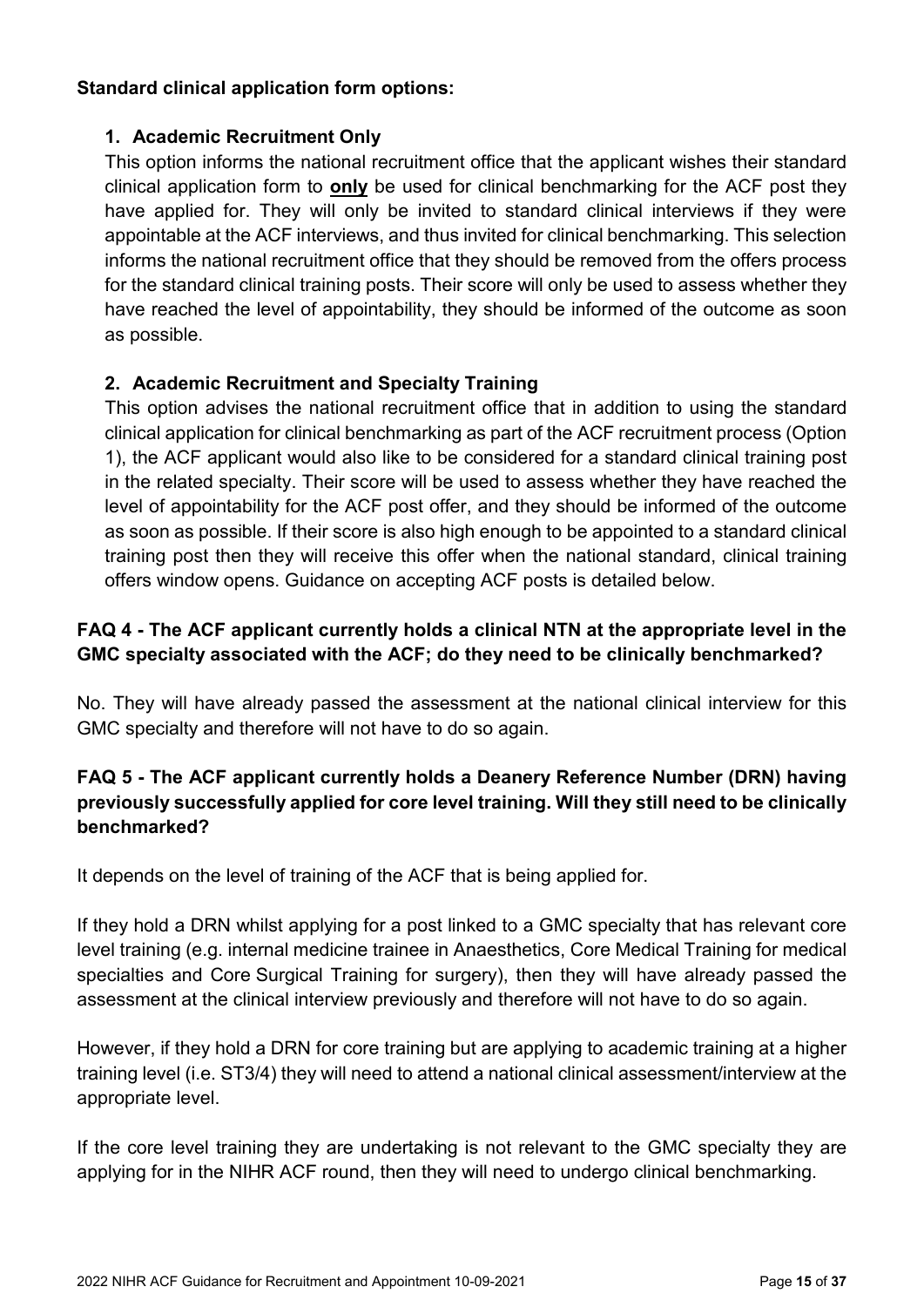**Standard clinical application form options:**

1. **Academic Recruitment Only**
   This option informs the national recruitment office that the applicant wishes their standard clinical application form to **only** be used for clinical benchmarking for the ACF post they have applied for. They will only be invited to standard clinical interviews if they were appointable at the ACF interviews, and thus invited for clinical benchmarking. This selection informs the national recruitment office that they should be removed from the offers process for the standard clinical training posts. Their score will only be used to assess whether they have reached the level of appointability, they should be informed of the outcome as soon as possible.

2. **Academic Recruitment and Specialty Training**
   This option advises the national recruitment office that in addition to using the standard clinical application for clinical benchmarking as part of the ACF recruitment process (Option 1), the ACF applicant would also like to be considered for a standard clinical training post in the related specialty. Their score will be used to assess whether they have reached the level of appointability for the ACF post offer, and they should be informed of the outcome as soon as possible. If their score is also high enough to be appointed to a standard clinical training post then they will receive this offer when the national standard, clinical training offers window opens. Guidance on accepting ACF posts is detailed below.

**FAQ 4 - The ACF applicant currently holds a clinical NTN at the appropriate level in the GMC specialty associated with the ACF; do they need to be clinically benchmarked?**

No. They will have already passed the assessment at the national clinical interview for this GMC specialty and therefore will not have to do so again.

**FAQ 5 - The ACF applicant currently holds a Deanery Reference Number (DRN) having previously successfully applied for core level training. Will they still need to be clinically benchmarked?**

It depends on the level of training of the ACF that is being applied for.

If they hold a DRN whilst applying for a post linked to a GMC specialty that has relevant core level training (e.g. internal medicine trainee in Anaesthetics, Core Medical Training for medical specialties and Core Surgical Training for surgery), then they will have already passed the assessment at the clinical interview previously and therefore will not have to do so again.

However, if they hold a DRN for core training but are applying to academic training at a higher training level (i.e. ST3/4) they will need to attend a national clinical assessment/interview at the appropriate level.

If the core level training they are undertaking is not relevant to the GMC specialty they are applying for in the NIHR ACF round, then they will need to undergo clinical benchmarking.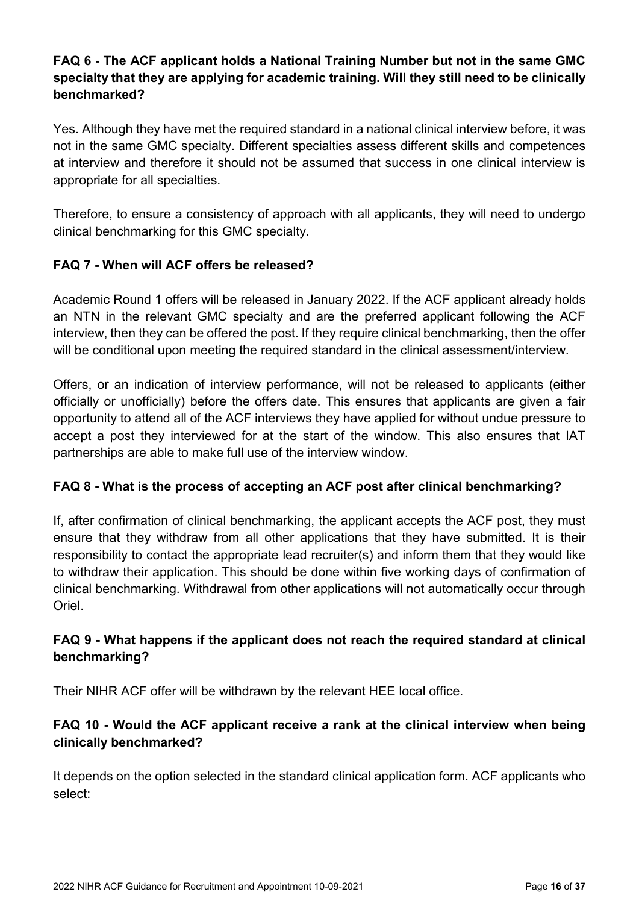### FAQ 6 - The ACF applicant holds a National Training Number but not in the same GMC specialty that they are applying for academic training. Will they still need to be clinically benchmarked?

Yes. Although they have met the required standard in a national clinical interview before, it was not in the same GMC specialty. Different specialties assess different skills and competences at interview and therefore it should not be assumed that success in one clinical interview is appropriate for all specialties.

Therefore, to ensure a consistency of approach with all applicants, they will need to undergo clinical benchmarking for this GMC specialty.

### FAQ 7 - When will ACF offers be released?

Academic Round 1 offers will be released in January 2022. If the ACF applicant already holds an NTN in the relevant GMC specialty and are the preferred applicant following the ACF interview, then they can be offered the post. If they require clinical benchmarking, then the offer will be conditional upon meeting the required standard in the clinical assessment/interview.

Offers, or an indication of interview performance, will not be released to applicants (either officially or unofficially) before the offers date. This ensures that applicants are given a fair opportunity to attend all of the ACF interviews they have applied for without undue pressure to accept a post they interviewed for at the start of the window. This also ensures that IAT partnerships are able to make full use of the interview window.

### FAQ 8 - What is the process of accepting an ACF post after clinical benchmarking?

If, after confirmation of clinical benchmarking, the applicant accepts the ACF post, they must ensure that they withdraw from all other applications that they have submitted. It is their responsibility to contact the appropriate lead recruiter(s) and inform them that they would like to withdraw their application. This should be done within five working days of confirmation of clinical benchmarking. Withdrawal from other applications will not automatically occur through Oriel.

### FAQ 9 - What happens if the applicant does not reach the required standard at clinical benchmarking?

Their NIHR ACF offer will be withdrawn by the relevant HEE local office.

### FAQ 10 - Would the ACF applicant receive a rank at the clinical interview when being clinically benchmarked?

It depends on the option selected in the standard clinical application form. ACF applicants who select: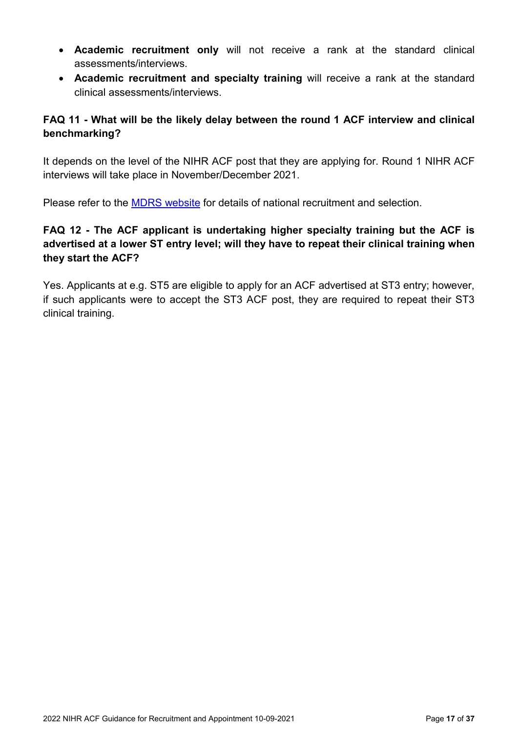- **Academic recruitment only** will not receive a rank at the standard clinical assessments/interviews.
- **Academic recruitment and specialty training** will receive a rank at the standard clinical assessments/interviews.

**FAQ 11 - What will be the likely delay between the round 1 ACF interview and clinical benchmarking?**

It depends on the level of the NIHR ACF post that they are applying for. Round 1 NIHR ACF interviews will take place in November/December 2021.

Please refer to the MDRS website for details of national recruitment and selection.

**FAQ 12 - The ACF applicant is undertaking higher specialty training but the ACF is advertised at a lower ST entry level; will they have to repeat their clinical training when they start the ACF?**

Yes. Applicants at e.g. ST5 are eligible to apply for an ACF advertised at ST3 entry; however, if such applicants were to accept the ST3 ACF post, they are required to repeat their ST3 clinical training.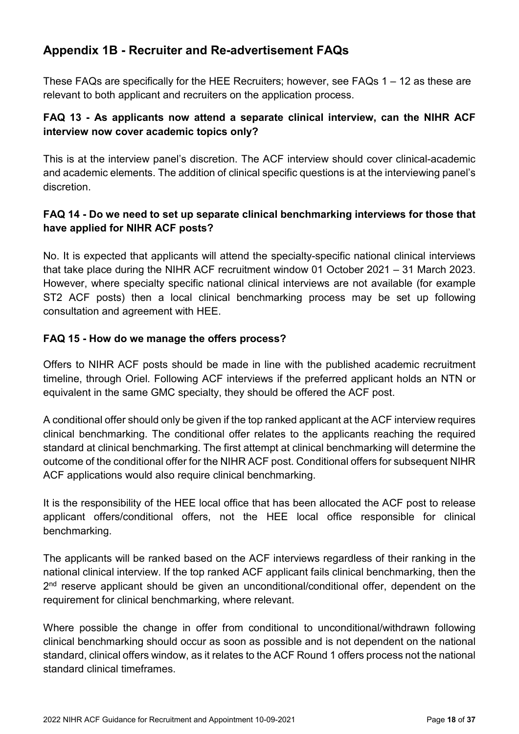## Appendix 1B - Recruiter and Re-advertisement FAQs

These FAQs are specifically for the HEE Recruiters; however, see FAQs 1 – 12 as these are relevant to both applicant and recruiters on the application process.

### FAQ 13 - As applicants now attend a separate clinical interview, can the NIHR ACF interview now cover academic topics only?

This is at the interview panel's discretion. The ACF interview should cover clinical-academic and academic elements. The addition of clinical specific questions is at the interviewing panel's discretion.

### FAQ 14 - Do we need to set up separate clinical benchmarking interviews for those that have applied for NIHR ACF posts?

No. It is expected that applicants will attend the specialty-specific national clinical interviews that take place during the NIHR ACF recruitment window 01 October 2021 – 31 March 2023. However, where specialty specific national clinical interviews are not available (for example ST2 ACF posts) then a local clinical benchmarking process may be set up following consultation and agreement with HEE.

### FAQ 15 - How do we manage the offers process?

Offers to NIHR ACF posts should be made in line with the published academic recruitment timeline, through Oriel. Following ACF interviews if the preferred applicant holds an NTN or equivalent in the same GMC specialty, they should be offered the ACF post.

A conditional offer should only be given if the top ranked applicant at the ACF interview requires clinical benchmarking. The conditional offer relates to the applicants reaching the required standard at clinical benchmarking. The first attempt at clinical benchmarking will determine the outcome of the conditional offer for the NIHR ACF post. Conditional offers for subsequent NIHR ACF applications would also require clinical benchmarking.

It is the responsibility of the HEE local office that has been allocated the ACF post to release applicant offers/conditional offers, not the HEE local office responsible for clinical benchmarking.

The applicants will be ranked based on the ACF interviews regardless of their ranking in the national clinical interview. If the top ranked ACF applicant fails clinical benchmarking, then the 2nd reserve applicant should be given an unconditional/conditional offer, dependent on the requirement for clinical benchmarking, where relevant.

Where possible the change in offer from conditional to unconditional/withdrawn following clinical benchmarking should occur as soon as possible and is not dependent on the national standard, clinical offers window, as it relates to the ACF Round 1 offers process not the national standard clinical timeframes.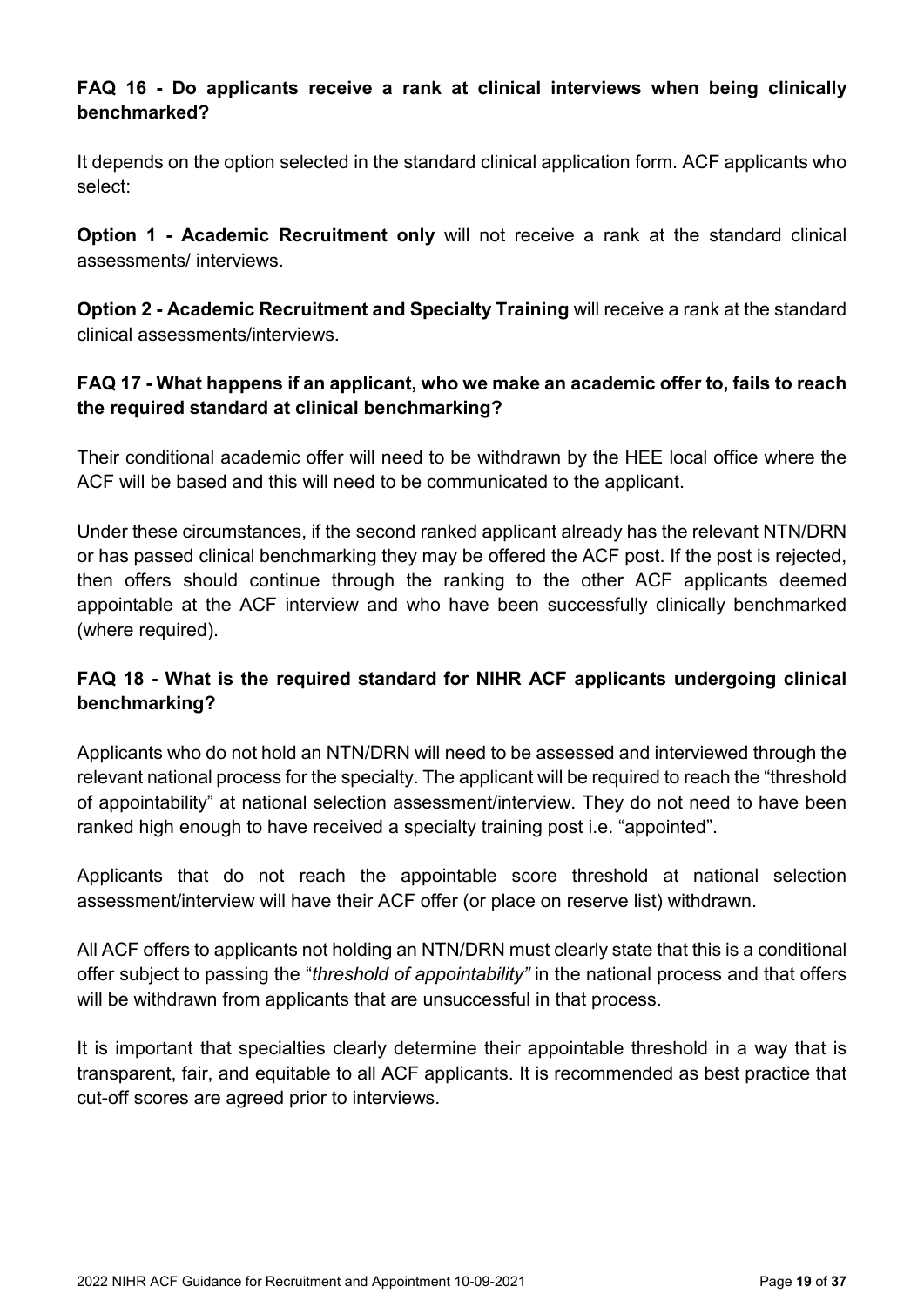### FAQ 16 - Do applicants receive a rank at clinical interviews when being clinically benchmarked?

It depends on the option selected in the standard clinical application form. ACF applicants who select:

**Option 1 - Academic Recruitment only** will not receive a rank at the standard clinical assessments/ interviews.

**Option 2 - Academic Recruitment and Specialty Training** will receive a rank at the standard clinical assessments/interviews.

### FAQ 17 - What happens if an applicant, who we make an academic offer to, fails to reach the required standard at clinical benchmarking?

Their conditional academic offer will need to be withdrawn by the HEE local office where the ACF will be based and this will need to be communicated to the applicant.

Under these circumstances, if the second ranked applicant already has the relevant NTN/DRN or has passed clinical benchmarking they may be offered the ACF post. If the post is rejected, then offers should continue through the ranking to the other ACF applicants deemed appointable at the ACF interview and who have been successfully clinically benchmarked (where required).

### FAQ 18 - What is the required standard for NIHR ACF applicants undergoing clinical benchmarking?

Applicants who do not hold an NTN/DRN will need to be assessed and interviewed through the relevant national process for the specialty. The applicant will be required to reach the "threshold of appointability" at national selection assessment/interview. They do not need to have been ranked high enough to have received a specialty training post i.e. "appointed".

Applicants that do not reach the appointable score threshold at national selection assessment/interview will have their ACF offer (or place on reserve list) withdrawn.

All ACF offers to applicants not holding an NTN/DRN must clearly state that this is a conditional offer subject to passing the "*threshold of appointability"* in the national process and that offers will be withdrawn from applicants that are unsuccessful in that process.

It is important that specialties clearly determine their appointable threshold in a way that is transparent, fair, and equitable to all ACF applicants. It is recommended as best practice that cut-off scores are agreed prior to interviews.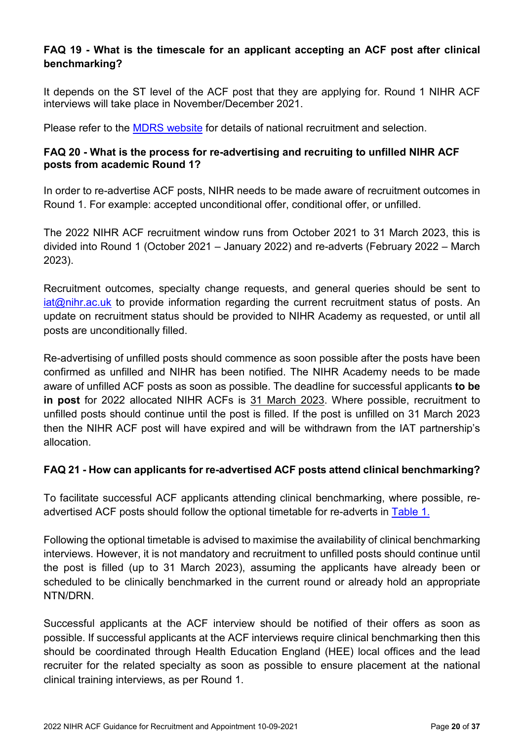### FAQ 19 - What is the timescale for an applicant accepting an ACF post after clinical benchmarking?

It depends on the ST level of the ACF post that they are applying for. Round 1 NIHR ACF interviews will take place in November/December 2021.

Please refer to the [MDRS website](#) for details of national recruitment and selection.

### FAQ 20 - What is the process for re-advertising and recruiting to unfilled NIHR ACF posts from academic Round 1?

In order to re-advertise ACF posts, NIHR needs to be made aware of recruitment outcomes in Round 1. For example: accepted unconditional offer, conditional offer, or unfilled.

The 2022 NIHR ACF recruitment window runs from October 2021 to 31 March 2023, this is divided into Round 1 (October 2021 – January 2022) and re-adverts (February 2022 – March 2023).

Recruitment outcomes, specialty change requests, and general queries should be sent to [iat@nihr.ac.uk](mailto:iat@nihr.ac.uk) to provide information regarding the current recruitment status of posts. An update on recruitment status should be provided to NIHR Academy as requested, or until all posts are unconditionally filled.

Re-advertising of unfilled posts should commence as soon possible after the posts have been confirmed as unfilled and NIHR has been notified. The NIHR Academy needs to be made aware of unfilled ACF posts as soon as possible. The deadline for successful applicants **to be in post** for 2022 allocated NIHR ACFs is 31 March 2023. Where possible, recruitment to unfilled posts should continue until the post is filled. If the post is unfilled on 31 March 2023 then the NIHR ACF post will have expired and will be withdrawn from the IAT partnership's allocation.

### FAQ 21 - How can applicants for re-advertised ACF posts attend clinical benchmarking?

To facilitate successful ACF applicants attending clinical benchmarking, where possible, re-advertised ACF posts should follow the optional timetable for re-adverts in [Table 1.](#)

Following the optional timetable is advised to maximise the availability of clinical benchmarking interviews. However, it is not mandatory and recruitment to unfilled posts should continue until the post is filled (up to 31 March 2023), assuming the applicants have already been or scheduled to be clinically benchmarked in the current round or already hold an appropriate NTN/DRN.

Successful applicants at the ACF interview should be notified of their offers as soon as possible. If successful applicants at the ACF interviews require clinical benchmarking then this should be coordinated through Health Education England (HEE) local offices and the lead recruiter for the related specialty as soon as possible to ensure placement at the national clinical training interviews, as per Round 1.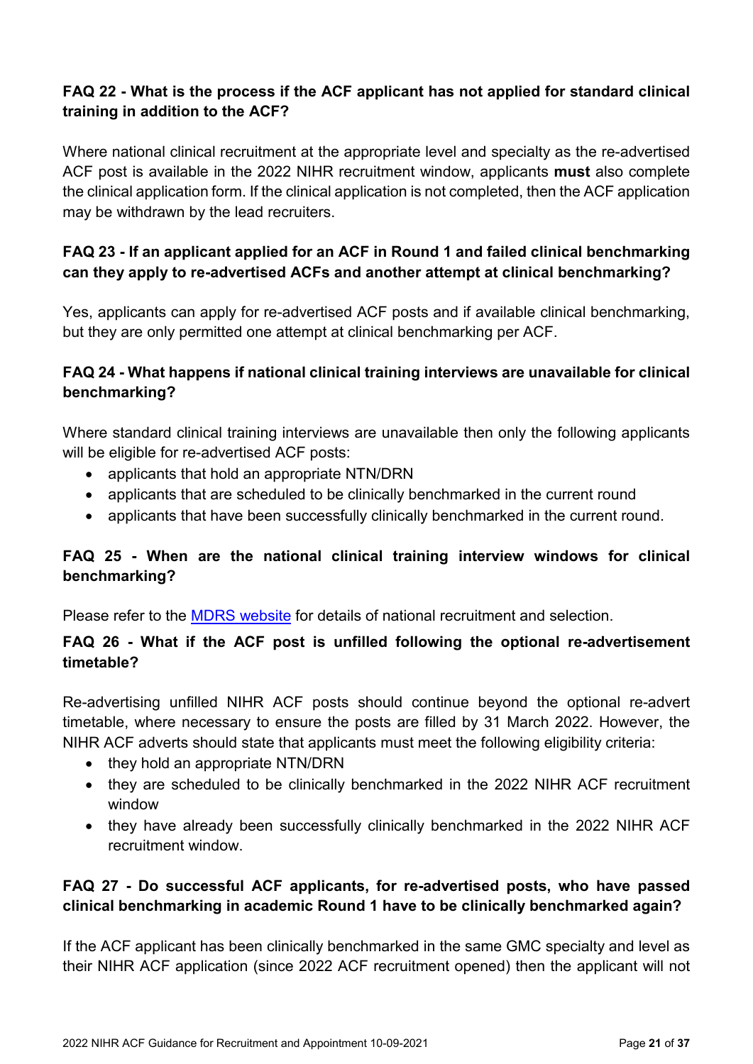### FAQ 22 - What is the process if the ACF applicant has not applied for standard clinical training in addition to the ACF?

Where national clinical recruitment at the appropriate level and specialty as the re-advertised ACF post is available in the 2022 NIHR recruitment window, applicants **must** also complete the clinical application form. If the clinical application is not completed, then the ACF application may be withdrawn by the lead recruiters.

### FAQ 23 - If an applicant applied for an ACF in Round 1 and failed clinical benchmarking can they apply to re-advertised ACFs and another attempt at clinical benchmarking?

Yes, applicants can apply for re-advertised ACF posts and if available clinical benchmarking, but they are only permitted one attempt at clinical benchmarking per ACF.

### FAQ 24 - What happens if national clinical training interviews are unavailable for clinical benchmarking?

Where standard clinical training interviews are unavailable then only the following applicants will be eligible for re-advertised ACF posts:

- applicants that hold an appropriate NTN/DRN
- applicants that are scheduled to be clinically benchmarked in the current round
- applicants that have been successfully clinically benchmarked in the current round.

### FAQ 25 - When are the national clinical training interview windows for clinical benchmarking?

Please refer to the MDRS website for details of national recruitment and selection.

### FAQ 26 - What if the ACF post is unfilled following the optional re-advertisement timetable?

Re-advertising unfilled NIHR ACF posts should continue beyond the optional re-advert timetable, where necessary to ensure the posts are filled by 31 March 2022. However, the NIHR ACF adverts should state that applicants must meet the following eligibility criteria:

- they hold an appropriate NTN/DRN
- they are scheduled to be clinically benchmarked in the 2022 NIHR ACF recruitment window
- they have already been successfully clinically benchmarked in the 2022 NIHR ACF recruitment window.

### FAQ 27 - Do successful ACF applicants, for re-advertised posts, who have passed clinical benchmarking in academic Round 1 have to be clinically benchmarked again?

If the ACF applicant has been clinically benchmarked in the same GMC specialty and level as their NIHR ACF application (since 2022 ACF recruitment opened) then the applicant will not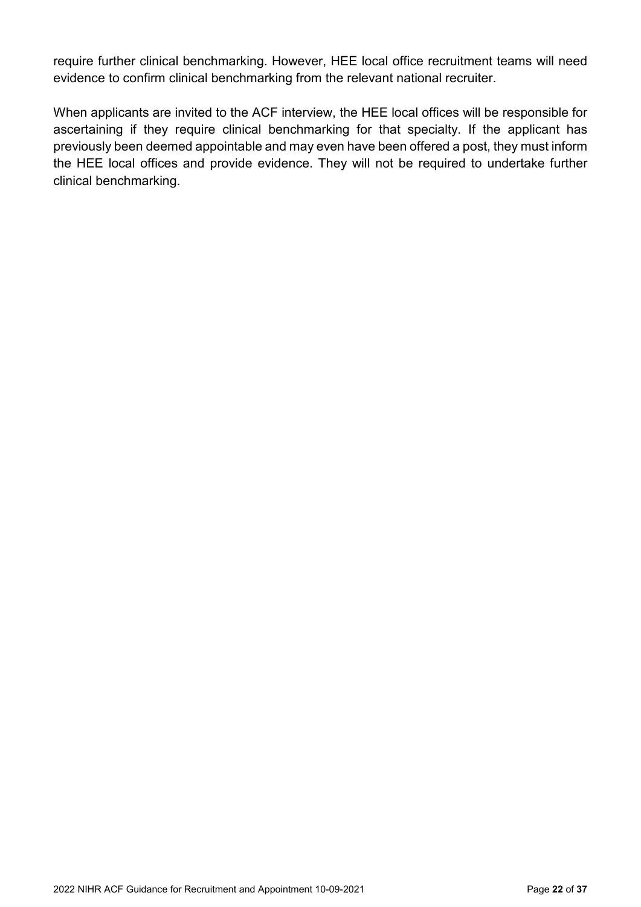require further clinical benchmarking. However, HEE local office recruitment teams will need evidence to confirm clinical benchmarking from the relevant national recruiter.

When applicants are invited to the ACF interview, the HEE local offices will be responsible for ascertaining if they require clinical benchmarking for that specialty. If the applicant has previously been deemed appointable and may even have been offered a post, they must inform the HEE local offices and provide evidence. They will not be required to undertake further clinical benchmarking.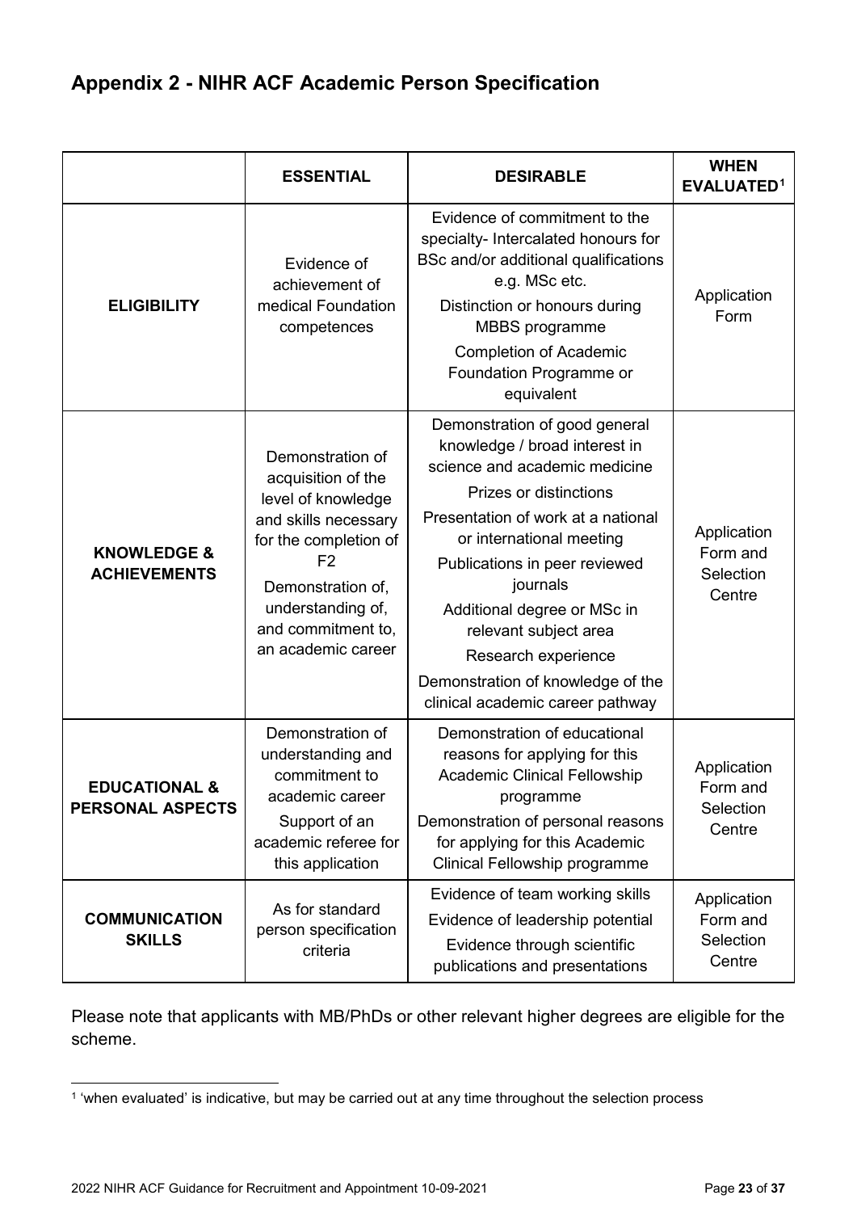## Appendix 2 - NIHR ACF Academic Person Specification

| | ESSENTIAL | DESIRABLE | WHEN EVALUATED[1] |
|---|---|---|---|
| **ELIGIBILITY** | Evidence of achievement of medical Foundation competences | Evidence of commitment to the specialty- Intercalated honours for BSc and/or additional qualifications e.g. MSc etc.<br>Distinction or honours during MBBS programme<br>Completion of Academic Foundation Programme or equivalent | Application Form |
| **KNOWLEDGE & ACHIEVEMENTS** | Demonstration of acquisition of the level of knowledge and skills necessary for the completion of F2<br>Demonstration of, understanding of, and commitment to, an academic career | Demonstration of good general knowledge / broad interest in science and academic medicine<br>Prizes or distinctions<br>Presentation of work at a national or international meeting<br>Publications in peer reviewed journals<br>Additional degree or MSc in relevant subject area<br>Research experience<br>Demonstration of knowledge of the clinical academic career pathway | Application Form and Selection Centre |
| **EDUCATIONAL & PERSONAL ASPECTS** | Demonstration of understanding and commitment to academic career<br>Support of an academic referee for this application | Demonstration of educational reasons for applying for this Academic Clinical Fellowship programme<br>Demonstration of personal reasons for applying for this Academic Clinical Fellowship programme | Application Form and Selection Centre |
| **COMMUNICATION SKILLS** | As for standard person specification criteria | Evidence of team working skills<br>Evidence of leadership potential<br>Evidence through scientific publications and presentations | Application Form and Selection Centre |

Please note that applicants with MB/PhDs or other relevant higher degrees are eligible for the scheme.

[1] 'when evaluated' is indicative, but may be carried out at any time throughout the selection process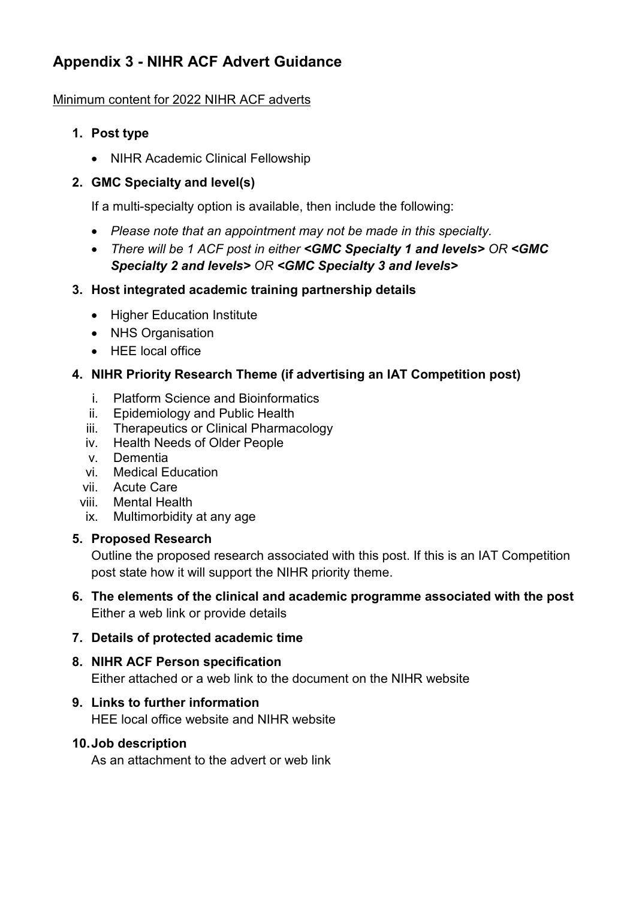# Appendix 3 - NIHR ACF Advert Guidance

Minimum content for 2022 NIHR ACF adverts

1. **Post type**
   - NIHR Academic Clinical Fellowship

2. **GMC Specialty and level(s)**

   If a multi-specialty option is available, then include the following:

   - *Please note that an appointment may not be made in this specialty.*
   - *There will be 1 ACF post in either* ***<GMC Specialty 1 and levels>*** *OR* ***<GMC Specialty 2 and levels>*** *OR* ***<GMC Specialty 3 and levels>***

3. **Host integrated academic training partnership details**
   - Higher Education Institute
   - NHS Organisation
   - HEE local office

4. **NIHR Priority Research Theme (if advertising an IAT Competition post)**

   i. Platform Science and Bioinformatics
   ii. Epidemiology and Public Health
   iii. Therapeutics or Clinical Pharmacology
   iv. Health Needs of Older People
   v. Dementia
   vi. Medical Education
   vii. Acute Care
   viii. Mental Health
   ix. Multimorbidity at any age

5. **Proposed Research**

   Outline the proposed research associated with this post. If this is an IAT Competition post state how it will support the NIHR priority theme.

6. **The elements of the clinical and academic programme associated with the post**

   Either a web link or provide details

7. **Details of protected academic time**

8. **NIHR ACF Person specification**

   Either attached or a web link to the document on the NIHR website

9. **Links to further information**

   HEE local office website and NIHR website

10. **Job description**

    As an attachment to the advert or web link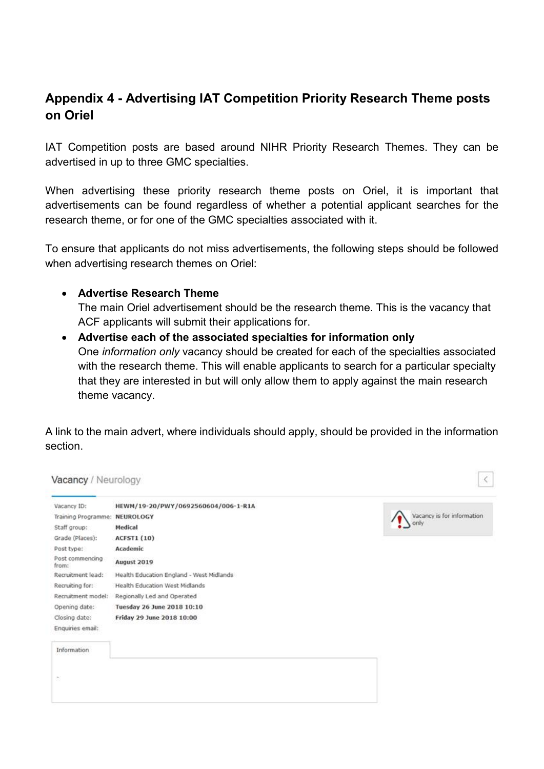## Appendix 4 - Advertising IAT Competition Priority Research Theme posts on Oriel

IAT Competition posts are based around NIHR Priority Research Themes. They can be advertised in up to three GMC specialties.

When advertising these priority research theme posts on Oriel, it is important that advertisements can be found regardless of whether a potential applicant searches for the research theme, or for one of the GMC specialties associated with it.

To ensure that applicants do not miss advertisements, the following steps should be followed when advertising research themes on Oriel:

- **Advertise Research Theme**
  The main Oriel advertisement should be the research theme. This is the vacancy that ACF applicants will submit their applications for.
- **Advertise each of the associated specialties for information only**
  One *information only* vacancy should be created for each of the specialties associated with the research theme. This will enable applicants to search for a particular specialty that they are interested in but will only allow them to apply against the main research theme vacancy.

A link to the main advert, where individuals should apply, should be provided in the information section.

Vacancy / Neurology

| | |
|---|---|
| Vacancy ID: | HEWM/19-20/PWY/0692560604/006-1-R1A |
| Training Programme: | NEUROLOGY |
| Staff group: | Medical |
| Grade (Places): | ACFST1 (10) |
| Post type: | Academic |
| Post commencing from: | August 2019 |
| Recruitment lead: | Health Education England - West Midlands |
| Recruiting for: | Health Education West Midlands |
| Recruitment model: | Regionally Led and Operated |
| Opening date: | Tuesday 26 June 2018 10:10 |
| Closing date: | Friday 29 June 2018 10:00 |
| Enquiries email: | |

Vacancy is for information only

Information

-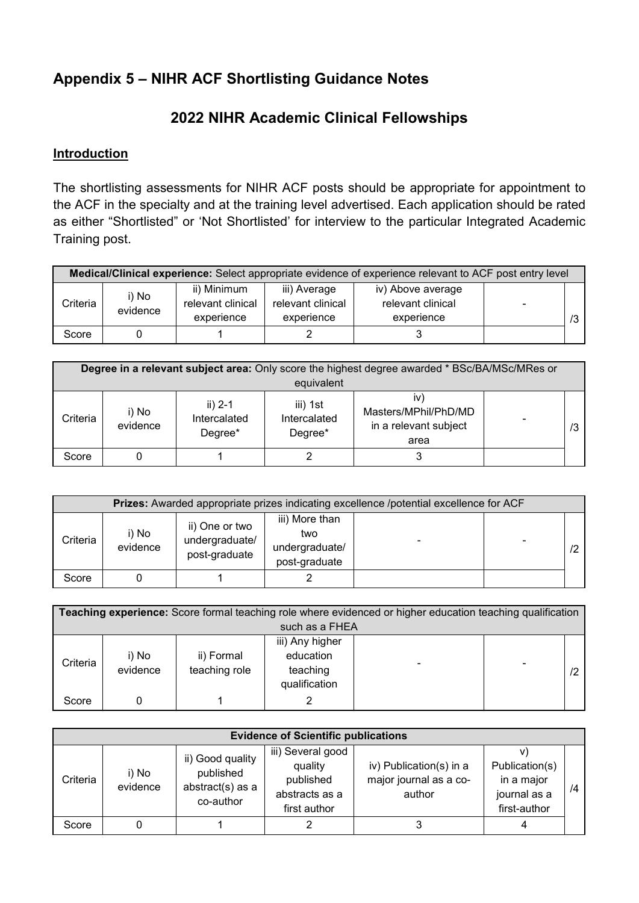## Appendix 5 – NIHR ACF Shortlisting Guidance Notes

### 2022 NIHR Academic Clinical Fellowships

**Introduction**

The shortlisting assessments for NIHR ACF posts should be appropriate for appointment to the ACF in the specialty and at the training level advertised. Each application should be rated as either "Shortlisted" or 'Not Shortlisted' for interview to the particular Integrated Academic Training post.

| **Medical/Clinical experience:** Select appropriate evidence of experience relevant to ACF post entry level | | | | | | |
|---|---|---|---|---|---|---|
| Criteria | i) No evidence | ii) Minimum relevant clinical experience | iii) Average relevant clinical experience | iv) Above average relevant clinical experience | - | /3 |
| Score | 0 | 1 | 2 | 3 | | |

| **Degree in a relevant subject area:** Only score the highest degree awarded * BSc/BA/MSc/MRes or equivalent | | | | | | |
|---|---|---|---|---|---|---|
| Criteria | i) No evidence | ii) 2-1 Intercalated Degree* | iii) 1st Intercalated Degree* | iv) Masters/MPhil/PhD/MD in a relevant subject area | - | /3 |
| Score | 0 | 1 | 2 | 3 | | |

| **Prizes:** Awarded appropriate prizes indicating excellence /potential excellence for ACF | | | | | | |
|---|---|---|---|---|---|---|
| Criteria | i) No evidence | ii) One or two undergraduate/ post-graduate | iii) More than two undergraduate/ post-graduate | - | - | /2 |
| Score | 0 | 1 | 2 | | | |

| **Teaching experience:** Score formal teaching role where evidenced or higher education teaching qualification such as a FHEA | | | | | | |
|---|---|---|---|---|---|---|
| Criteria | i) No evidence | ii) Formal teaching role | iii) Any higher education teaching qualification | - | - | /2 |
| Score | 0 | 1 | 2 | | | |

| **Evidence of Scientific publications** | | | | | | |
|---|---|---|---|---|---|---|
| Criteria | i) No evidence | ii) Good quality published abstract(s) as a co-author | iii) Several good quality published abstracts as a first author | iv) Publication(s) in a major journal as a co-author | v) Publication(s) in a major journal as a first-author | /4 |
| Score | 0 | 1 | 2 | 3 | 4 | |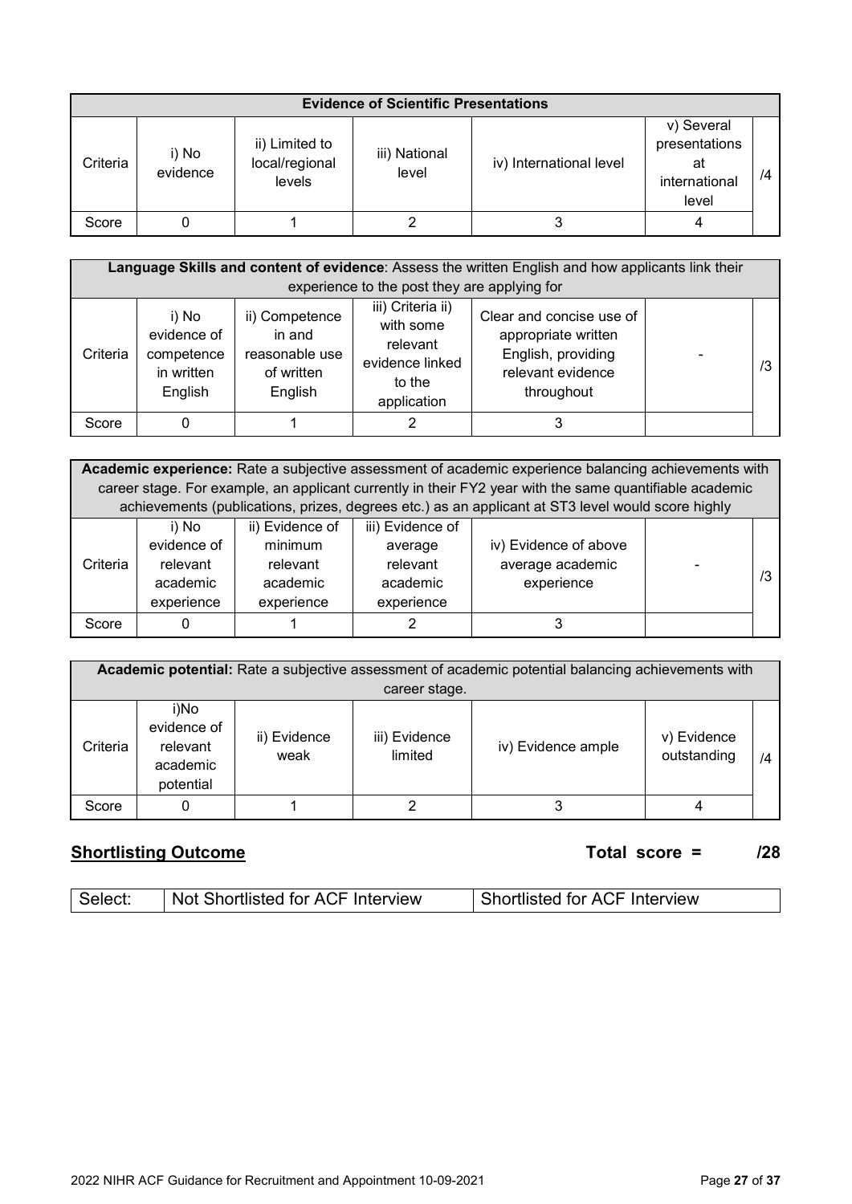| Evidence of Scientific Presentations | | | | | | |
|---|---|---|---|---|---|---|
| Criteria | i) No evidence | ii) Limited to local/regional levels | iii) National level | iv) International level | v) Several presentations at international level | /4 |
| Score | 0 | 1 | 2 | 3 | 4 | |

| **Language Skills and content of evidence**: Assess the written English and how applicants link their experience to the post they are applying for | | | | | | |
|---|---|---|---|---|---|---|
| Criteria | i) No evidence of competence in written English | ii) Competence in and reasonable use of written English | iii) Criteria ii) with some relevant evidence linked to the application | Clear and concise use of appropriate written English, providing relevant evidence throughout | - | /3 |
| Score | 0 | 1 | 2 | 3 | | |

| **Academic experience:** Rate a subjective assessment of academic experience balancing achievements with career stage. For example, an applicant currently in their FY2 year with the same quantifiable academic achievements (publications, prizes, degrees etc.) as an applicant at ST3 level would score highly | | | | | | |
|---|---|---|---|---|---|---|
| Criteria | i) No evidence of relevant academic experience | ii) Evidence of minimum relevant academic experience | iii) Evidence of average relevant academic experience | iv) Evidence of above average academic experience | - | /3 |
| Score | 0 | 1 | 2 | 3 | | |

| **Academic potential:** Rate a subjective assessment of academic potential balancing achievements with career stage. | | | | | | |
|---|---|---|---|---|---|---|
| Criteria | i)No evidence of relevant academic potential | ii) Evidence weak | iii) Evidence limited | iv) Evidence ample | v) Evidence outstanding | /4 |
| Score | 0 | 1 | 2 | 3 | 4 | |

## Shortlisting Outcome

**Total score = /28**

| Select: | Not Shortlisted for ACF Interview | Shortlisted for ACF Interview |
|---|---|---|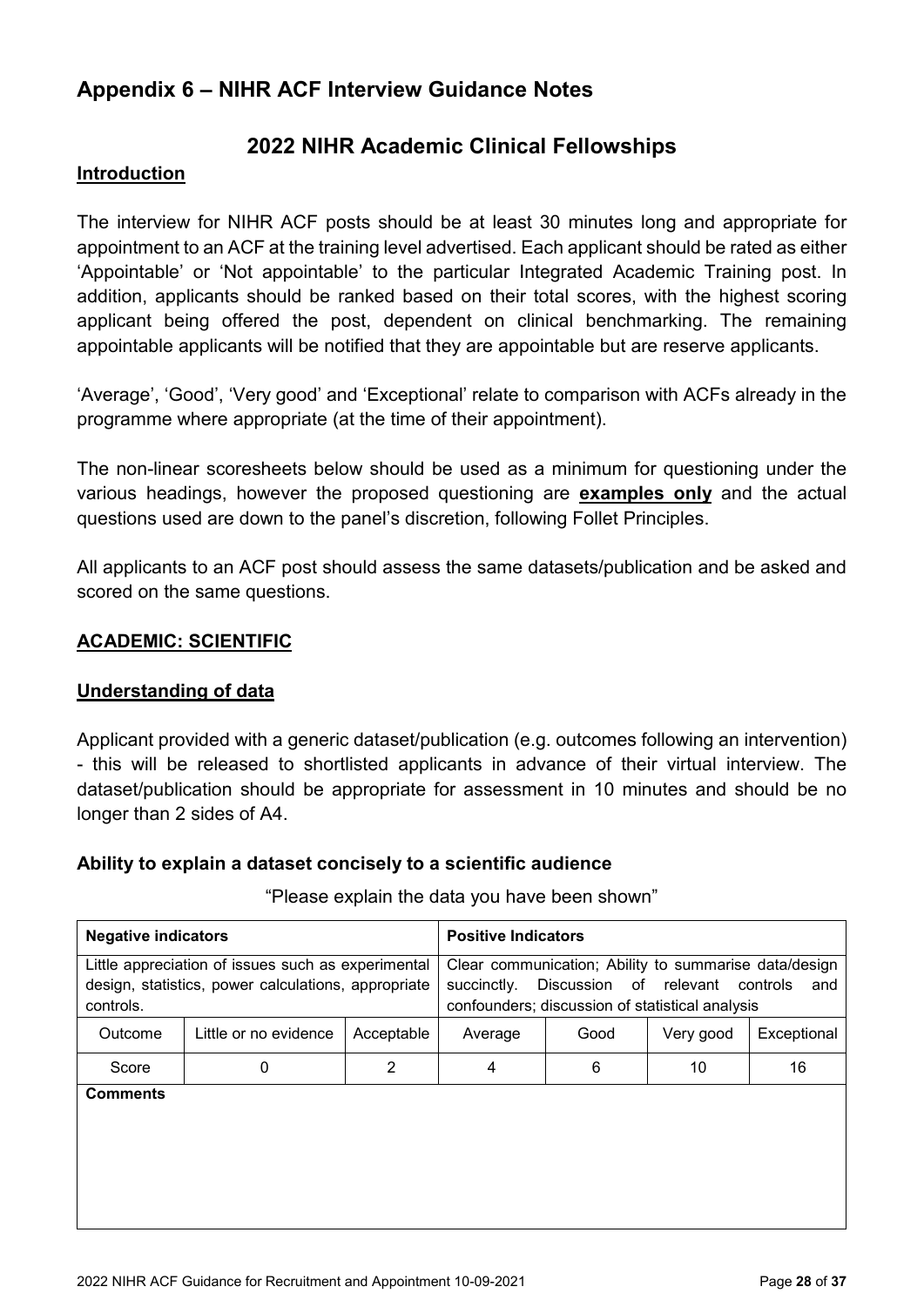# Appendix 6 – NIHR ACF Interview Guidance Notes

## 2022 NIHR Academic Clinical Fellowships

**Introduction**

The interview for NIHR ACF posts should be at least 30 minutes long and appropriate for appointment to an ACF at the training level advertised. Each applicant should be rated as either 'Appointable' or 'Not appointable' to the particular Integrated Academic Training post. In addition, applicants should be ranked based on their total scores, with the highest scoring applicant being offered the post, dependent on clinical benchmarking. The remaining appointable applicants will be notified that they are appointable but are reserve applicants.

'Average', 'Good', 'Very good' and 'Exceptional' relate to comparison with ACFs already in the programme where appropriate (at the time of their appointment).

The non-linear scoresheets below should be used as a minimum for questioning under the various headings, however the proposed questioning are **examples only** and the actual questions used are down to the panel's discretion, following Follet Principles.

All applicants to an ACF post should assess the same datasets/publication and be asked and scored on the same questions.

**ACADEMIC: SCIENTIFIC**

**Understanding of data**

Applicant provided with a generic dataset/publication (e.g. outcomes following an intervention) - this will be released to shortlisted applicants in advance of their virtual interview. The dataset/publication should be appropriate for assessment in 10 minutes and should be no longer than 2 sides of A4.

**Ability to explain a dataset concisely to a scientific audience**

"Please explain the data you have been shown"

| **Negative indicators** | | | **Positive Indicators** | | | |
|---|---|---|---|---|---|---|
| Little appreciation of issues such as experimental design, statistics, power calculations, appropriate controls. | | | Clear communication; Ability to summarise data/design succinctly. Discussion of relevant controls and confounders; discussion of statistical analysis | | | |
| Outcome | Little or no evidence | Acceptable | Average | Good | Very good | Exceptional |
| Score | 0 | 2 | 4 | 6 | 10 | 16 |
| **Comments** | | | | | | |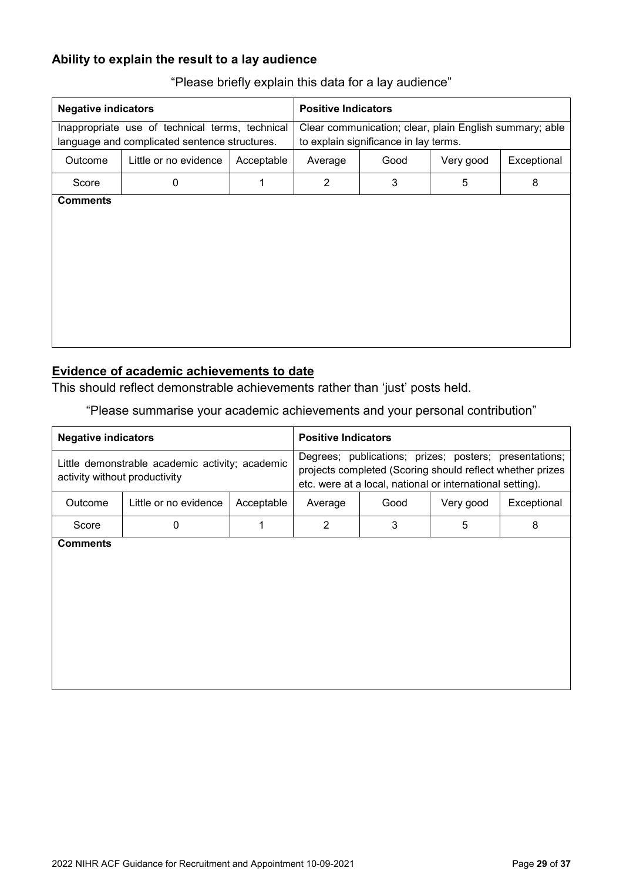### Ability to explain the result to a lay audience

"Please briefly explain this data for a lay audience"

| **Negative indicators** | | | **Positive Indicators** | | | |
|---|---|---|---|---|---|---|
| Inappropriate use of technical terms, technical language and complicated sentence structures. | | | Clear communication; clear, plain English summary; able to explain significance in lay terms. | | | |
| Outcome | Little or no evidence | Acceptable | Average | Good | Very good | Exceptional |
| Score | 0 | 1 | 2 | 3 | 5 | 8 |
| **Comments** | | | | | | |

### Evidence of academic achievements to date

This should reflect demonstrable achievements rather than 'just' posts held.

"Please summarise your academic achievements and your personal contribution"

| **Negative indicators** | | | **Positive Indicators** | | | |
|---|---|---|---|---|---|---|
| Little demonstrable academic activity; academic activity without productivity | | | Degrees; publications; prizes; posters; presentations; projects completed (Scoring should reflect whether prizes etc. were at a local, national or international setting). | | | |
| Outcome | Little or no evidence | Acceptable | Average | Good | Very good | Exceptional |
| Score | 0 | 1 | 2 | 3 | 5 | 8 |
| **Comments** | | | | | | |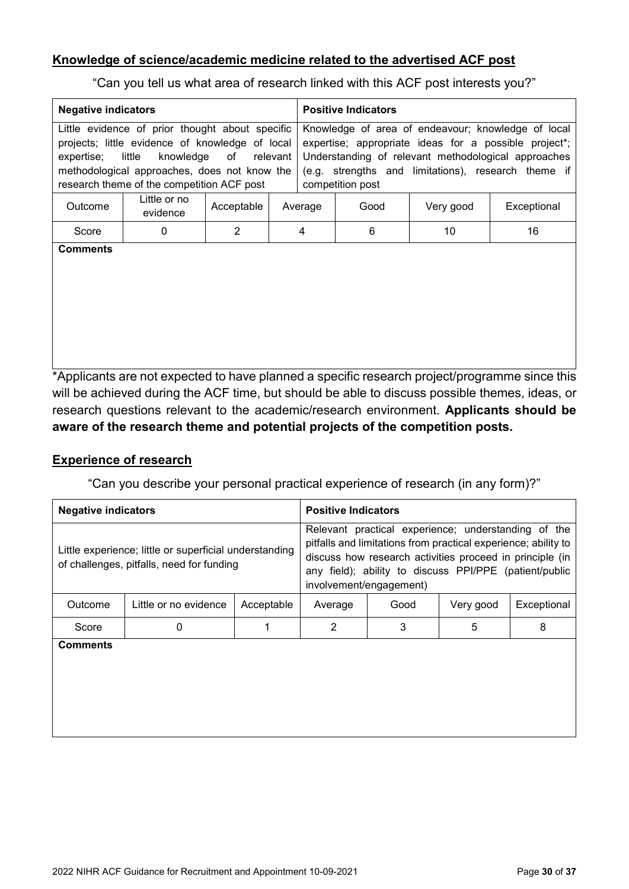**Knowledge of science/academic medicine related to the advertised ACF post**

"Can you tell us what area of research linked with this ACF post interests you?"

| Negative indicators | | | Positive Indicators | | | |
|---|---|---|---|---|---|---|
| Little evidence of prior thought about specific projects; little evidence of knowledge of local expertise; little knowledge of relevant methodological approaches, does not know the research theme of the competition ACF post | | | Knowledge of area of endeavour; knowledge of local expertise; appropriate ideas for a possible project*; Understanding of relevant methodological approaches (e.g. strengths and limitations), research theme if competition post | | | |
| Outcome | Little or no evidence | Acceptable | Average | Good | Very good | Exceptional |
| Score | 0 | 2 | 4 | 6 | 10 | 16 |
| **Comments** | | | | | | |

*Applicants are not expected to have planned a specific research project/programme since this will be achieved during the ACF time, but should be able to discuss possible themes, ideas, or research questions relevant to the academic/research environment. **Applicants should be aware of the research theme and potential projects of the competition posts.**

**Experience of research**

"Can you describe your personal practical experience of research (in any form)?"

| Negative indicators | | | Positive Indicators | | | |
|---|---|---|---|---|---|---|
| Little experience; little or superficial understanding of challenges, pitfalls, need for funding | | | Relevant practical experience; understanding of the pitfalls and limitations from practical experience; ability to discuss how research activities proceed in principle (in any field); ability to discuss PPI/PPE (patient/public involvement/engagement) | | | |
| Outcome | Little or no evidence | Acceptable | Average | Good | Very good | Exceptional |
| Score | 0 | 1 | 2 | 3 | 5 | 8 |
| **Comments** | | | | | | |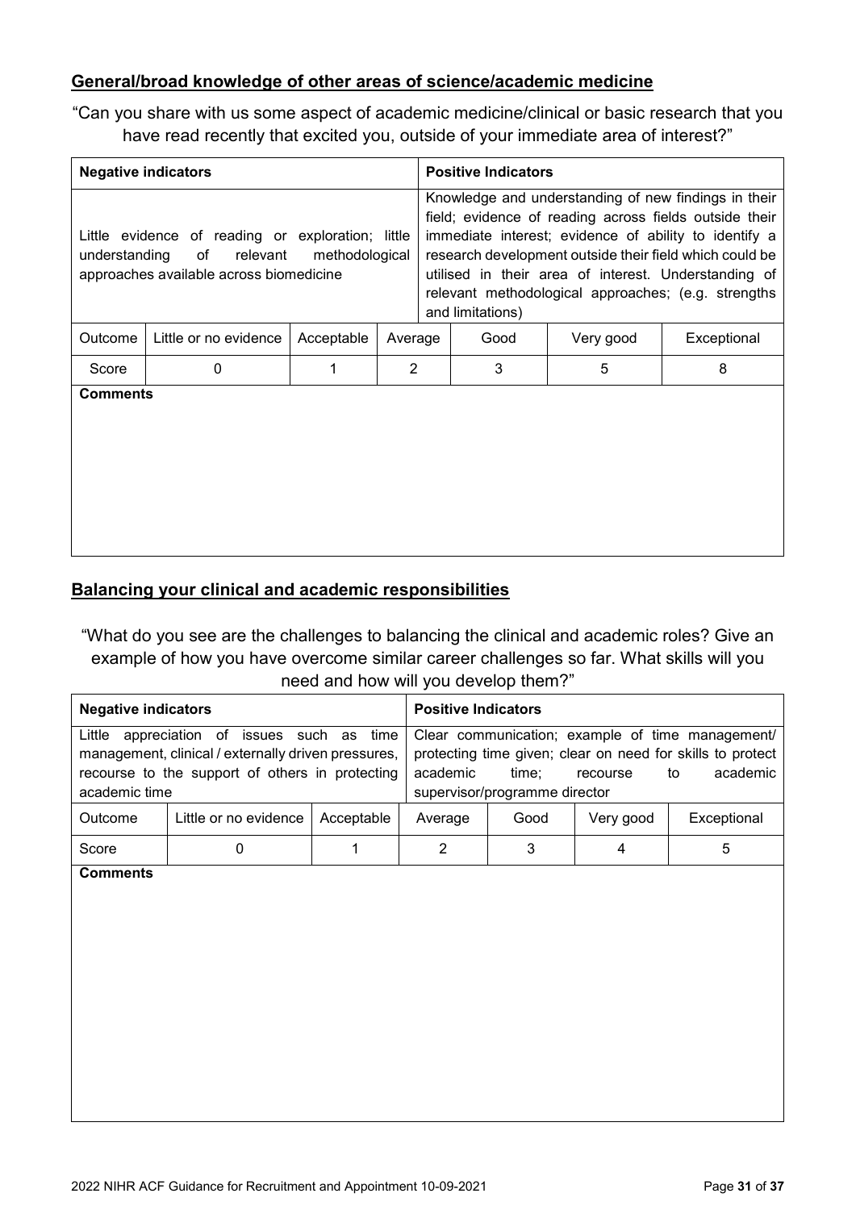## General/broad knowledge of other areas of science/academic medicine

"Can you share with us some aspect of academic medicine/clinical or basic research that you have read recently that excited you, outside of your immediate area of interest?"

| Negative indicators | | | Positive Indicators | | | |
|---|---|---|---|---|---|---|
| Little evidence of reading or exploration; little understanding of relevant methodological approaches available across biomedicine | | | Knowledge and understanding of new findings in their field; evidence of reading across fields outside their immediate interest; evidence of ability to identify a research development outside their field which could be utilised in their area of interest. Understanding of relevant methodological approaches; (e.g. strengths and limitations) | | | |
| Outcome | Little or no evidence | Acceptable | Average | Good | Very good | Exceptional |
| Score | 0 | 1 | 2 | 3 | 5 | 8 |

**Comments**

## Balancing your clinical and academic responsibilities

"What do you see are the challenges to balancing the clinical and academic roles? Give an example of how you have overcome similar career challenges so far. What skills will you need and how will you develop them?"

| Negative indicators | | | Positive Indicators | | | |
|---|---|---|---|---|---|---|
| Little appreciation of issues such as time management, clinical / externally driven pressures, recourse to the support of others in protecting academic time | | | Clear communication; example of time management/ protecting time given; clear on need for skills to protect academic time; recourse to academic supervisor/programme director | | | |
| Outcome | Little or no evidence | Acceptable | Average | Good | Very good | Exceptional |
| Score | 0 | 1 | 2 | 3 | 4 | 5 |

**Comments**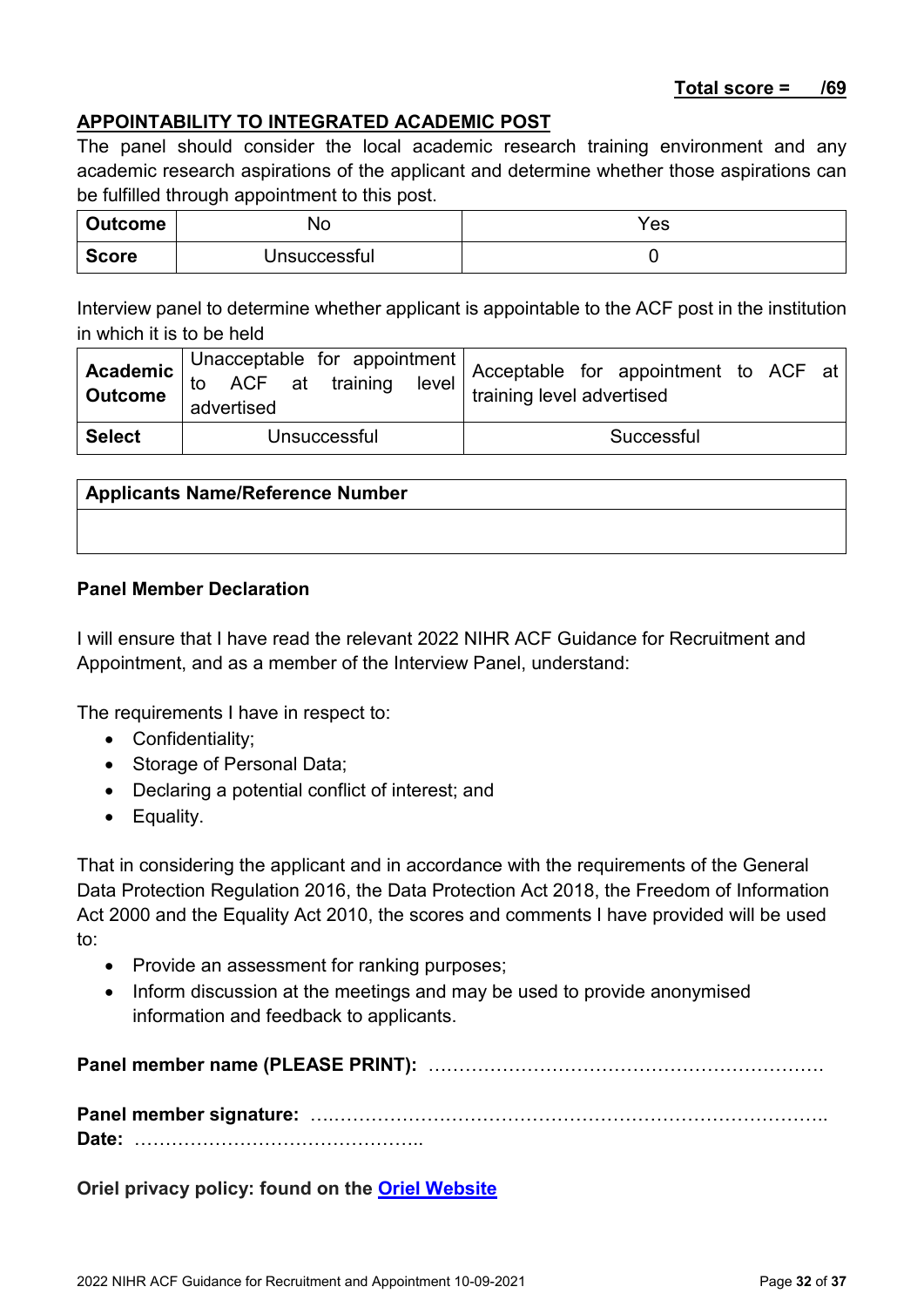**Total score = /69**

**APPOINTABILITY TO INTEGRATED ACADEMIC POST**

The panel should consider the local academic research training environment and any academic research aspirations of the applicant and determine whether those aspirations can be fulfilled through appointment to this post.

| **Outcome** | No | Yes |
|---|---|---|
| **Score** | Unsuccessful | 0 |

Interview panel to determine whether applicant is appointable to the ACF post in the institution in which it is to be held

| **Academic Outcome** | Unacceptable for appointment to ACF at training level advertised | Acceptable for appointment to ACF at training level advertised |
|---|---|---|
| **Select** | Unsuccessful | Successful |

| **Applicants Name/Reference Number** |
|---|
| |

**Panel Member Declaration**

I will ensure that I have read the relevant 2022 NIHR ACF Guidance for Recruitment and Appointment, and as a member of the Interview Panel, understand:

The requirements I have in respect to:

- Confidentiality;
- Storage of Personal Data;
- Declaring a potential conflict of interest; and
- Equality.

That in considering the applicant and in accordance with the requirements of the General Data Protection Regulation 2016, the Data Protection Act 2018, the Freedom of Information Act 2000 and the Equality Act 2010, the scores and comments I have provided will be used to:

- Provide an assessment for ranking purposes;
- Inform discussion at the meetings and may be used to provide anonymised information and feedback to applicants.

**Panel member name (PLEASE PRINT):** ………………………………………………………

**Panel member signature:** ….…………………………………………………………………..
**Date:** ………………………………………..

**Oriel privacy policy: found on the [Oriel Website]()**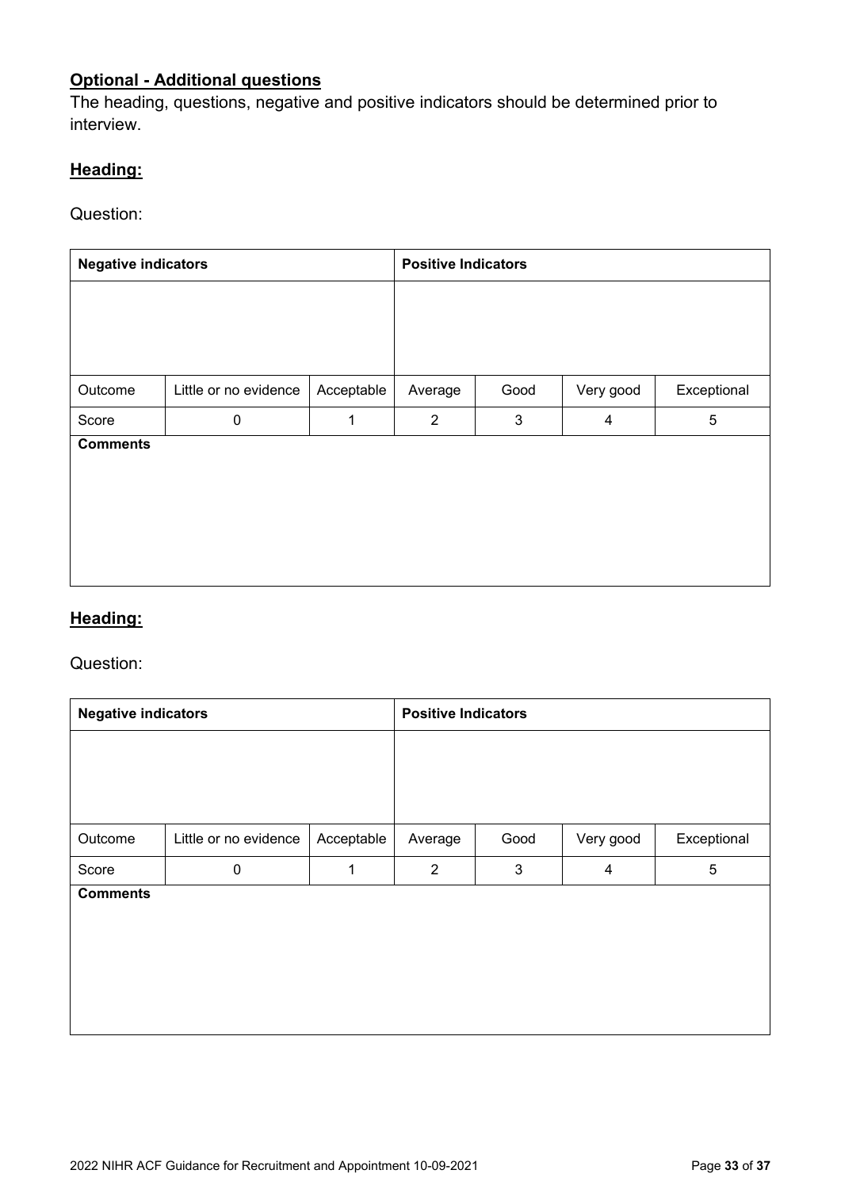## Optional - Additional questions

The heading, questions, negative and positive indicators should be determined prior to interview.

### Heading:

Question:

| **Negative indicators** | | | **Positive Indicators** | | | |
|---|---|---|---|---|---|---|
| | | | | | | |
| Outcome | Little or no evidence | Acceptable | Average | Good | Very good | Exceptional |
| Score | 0 | 1 | 2 | 3 | 4 | 5 |
| **Comments** | | | | | | |

### Heading:

Question:

| **Negative indicators** | | | **Positive Indicators** | | | |
|---|---|---|---|---|---|---|
| | | | | | | |
| Outcome | Little or no evidence | Acceptable | Average | Good | Very good | Exceptional |
| Score | 0 | 1 | 2 | 3 | 4 | 5 |
| **Comments** | | | | | | |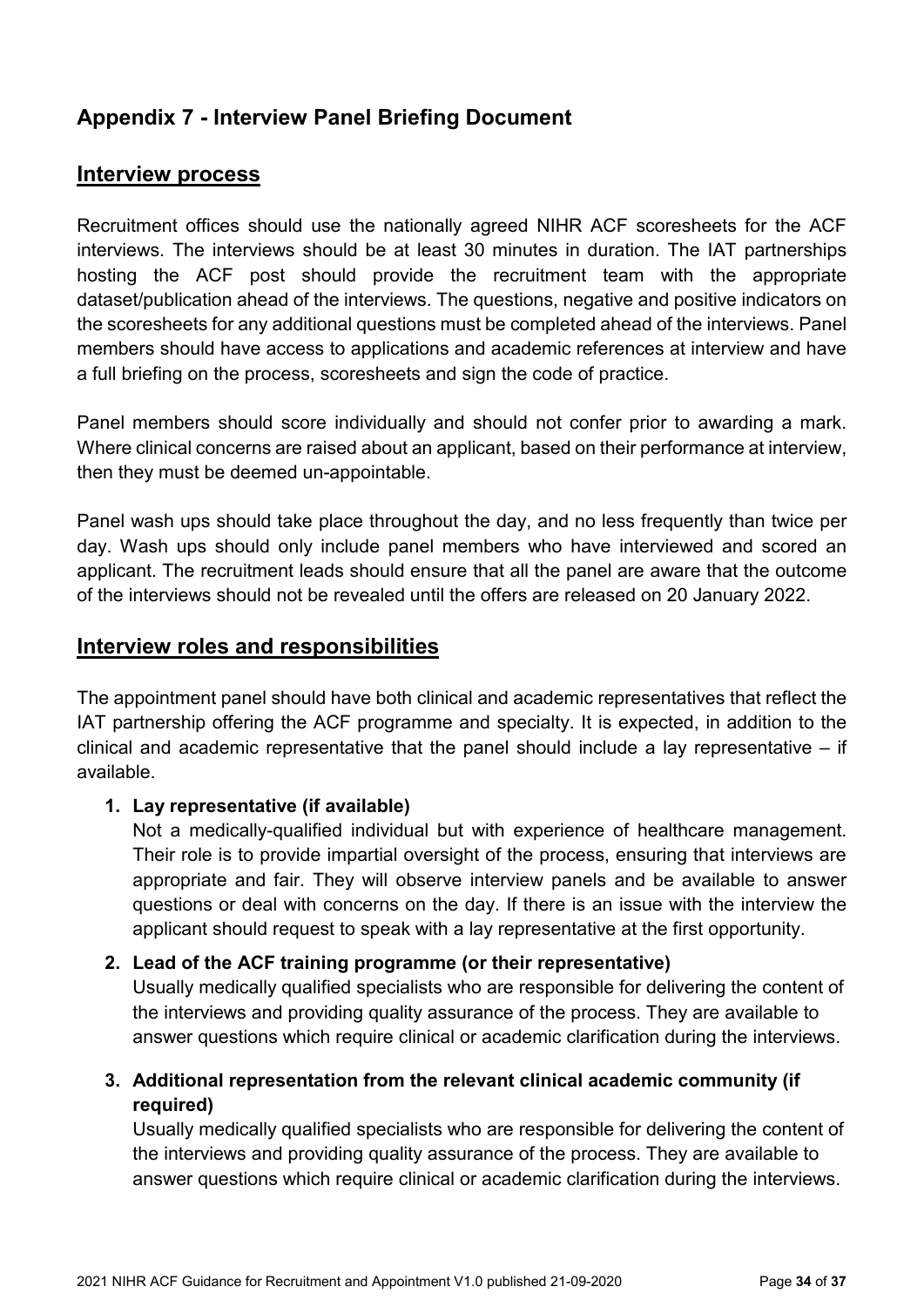## Appendix 7 - Interview Panel Briefing Document

### Interview process

Recruitment offices should use the nationally agreed NIHR ACF scoresheets for the ACF interviews. The interviews should be at least 30 minutes in duration. The IAT partnerships hosting the ACF post should provide the recruitment team with the appropriate dataset/publication ahead of the interviews. The questions, negative and positive indicators on the scoresheets for any additional questions must be completed ahead of the interviews. Panel members should have access to applications and academic references at interview and have a full briefing on the process, scoresheets and sign the code of practice.

Panel members should score individually and should not confer prior to awarding a mark. Where clinical concerns are raised about an applicant, based on their performance at interview, then they must be deemed un-appointable.

Panel wash ups should take place throughout the day, and no less frequently than twice per day. Wash ups should only include panel members who have interviewed and scored an applicant. The recruitment leads should ensure that all the panel are aware that the outcome of the interviews should not be revealed until the offers are released on 20 January 2022.

### Interview roles and responsibilities

The appointment panel should have both clinical and academic representatives that reflect the IAT partnership offering the ACF programme and specialty. It is expected, in addition to the clinical and academic representative that the panel should include a lay representative – if available.

1. **Lay representative (if available)**
   Not a medically-qualified individual but with experience of healthcare management. Their role is to provide impartial oversight of the process, ensuring that interviews are appropriate and fair. They will observe interview panels and be available to answer questions or deal with concerns on the day. If there is an issue with the interview the applicant should request to speak with a lay representative at the first opportunity.

2. **Lead of the ACF training programme (or their representative)**
   Usually medically qualified specialists who are responsible for delivering the content of the interviews and providing quality assurance of the process. They are available to answer questions which require clinical or academic clarification during the interviews.

3. **Additional representation from the relevant clinical academic community (if required)**
   Usually medically qualified specialists who are responsible for delivering the content of the interviews and providing quality assurance of the process. They are available to answer questions which require clinical or academic clarification during the interviews.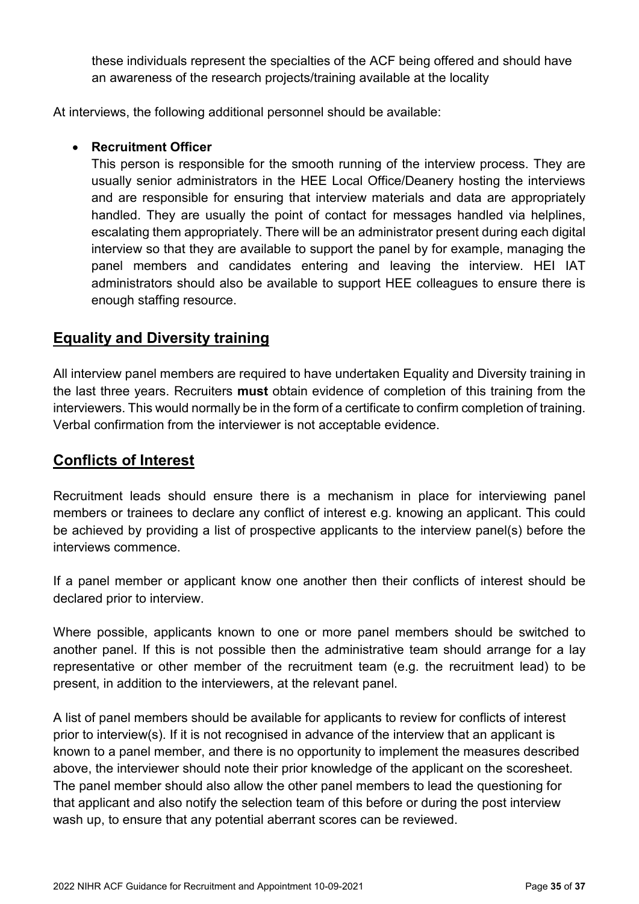these individuals represent the specialties of the ACF being offered and should have an awareness of the research projects/training available at the locality

At interviews, the following additional personnel should be available:

- **Recruitment Officer**
  This person is responsible for the smooth running of the interview process. They are usually senior administrators in the HEE Local Office/Deanery hosting the interviews and are responsible for ensuring that interview materials and data are appropriately handled. They are usually the point of contact for messages handled via helplines, escalating them appropriately. There will be an administrator present during each digital interview so that they are available to support the panel by for example, managing the panel members and candidates entering and leaving the interview. HEI IAT administrators should also be available to support HEE colleagues to ensure there is enough staffing resource.

## Equality and Diversity training

All interview panel members are required to have undertaken Equality and Diversity training in the last three years. Recruiters **must** obtain evidence of completion of this training from the interviewers. This would normally be in the form of a certificate to confirm completion of training. Verbal confirmation from the interviewer is not acceptable evidence.

## Conflicts of Interest

Recruitment leads should ensure there is a mechanism in place for interviewing panel members or trainees to declare any conflict of interest e.g. knowing an applicant. This could be achieved by providing a list of prospective applicants to the interview panel(s) before the interviews commence.

If a panel member or applicant know one another then their conflicts of interest should be declared prior to interview.

Where possible, applicants known to one or more panel members should be switched to another panel. If this is not possible then the administrative team should arrange for a lay representative or other member of the recruitment team (e.g. the recruitment lead) to be present, in addition to the interviewers, at the relevant panel.

A list of panel members should be available for applicants to review for conflicts of interest prior to interview(s). If it is not recognised in advance of the interview that an applicant is known to a panel member, and there is no opportunity to implement the measures described above, the interviewer should note their prior knowledge of the applicant on the scoresheet. The panel member should also allow the other panel members to lead the questioning for that applicant and also notify the selection team of this before or during the post interview wash up, to ensure that any potential aberrant scores can be reviewed.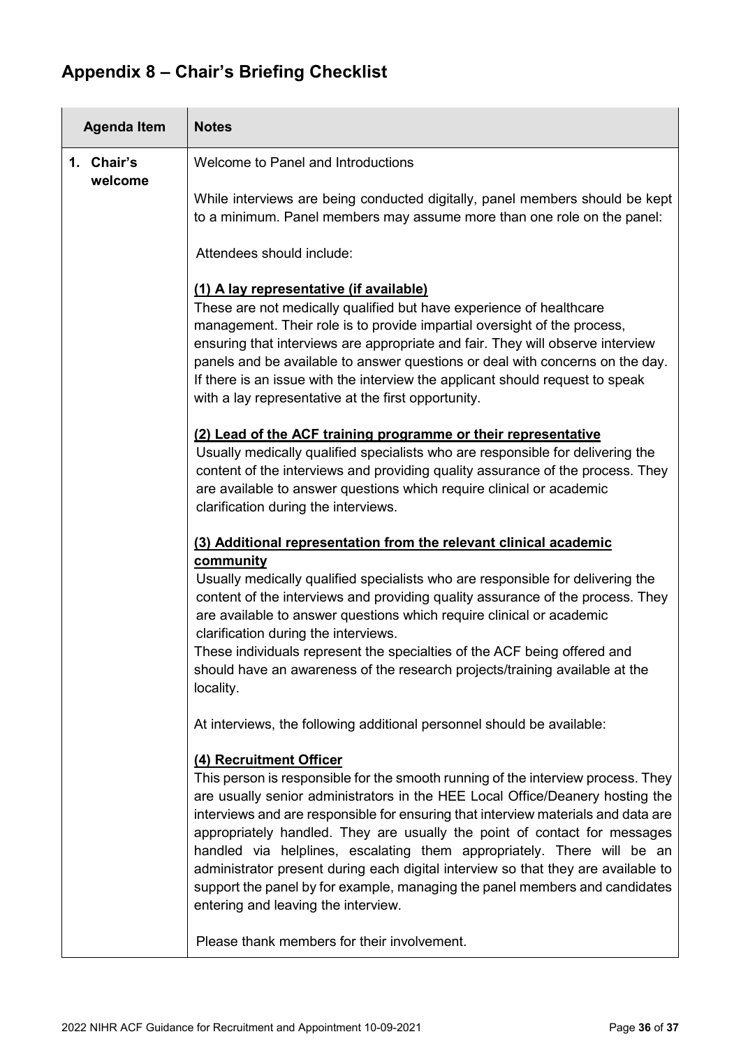## Appendix 8 – Chair's Briefing Checklist

| Agenda Item | Notes |
|---|---|
| 1. Chair's welcome | Welcome to Panel and Introductions<br><br>While interviews are being conducted digitally, panel members should be kept to a minimum. Panel members may assume more than one role on the panel:<br><br>Attendees should include:<br><br>**(1) A lay representative (if available)**<br>These are not medically qualified but have experience of healthcare management. Their role is to provide impartial oversight of the process, ensuring that interviews are appropriate and fair. They will observe interview panels and be available to answer questions or deal with concerns on the day. If there is an issue with the interview the applicant should request to speak with a lay representative at the first opportunity.<br><br>**(2) Lead of the ACF training programme or their representative**<br>Usually medically qualified specialists who are responsible for delivering the content of the interviews and providing quality assurance of the process. They are available to answer questions which require clinical or academic clarification during the interviews.<br><br>**(3) Additional representation from the relevant clinical academic community**<br>Usually medically qualified specialists who are responsible for delivering the content of the interviews and providing quality assurance of the process. They are available to answer questions which require clinical or academic clarification during the interviews.<br>These individuals represent the specialties of the ACF being offered and should have an awareness of the research projects/training available at the locality.<br><br>At interviews, the following additional personnel should be available:<br><br>**(4) Recruitment Officer**<br>This person is responsible for the smooth running of the interview process. They are usually senior administrators in the HEE Local Office/Deanery hosting the interviews and are responsible for ensuring that interview materials and data are appropriately handled. They are usually the point of contact for messages handled via helplines, escalating them appropriately. There will be an administrator present during each digital interview so that they are available to support the panel by for example, managing the panel members and candidates entering and leaving the interview.<br><br>Please thank members for their involvement. |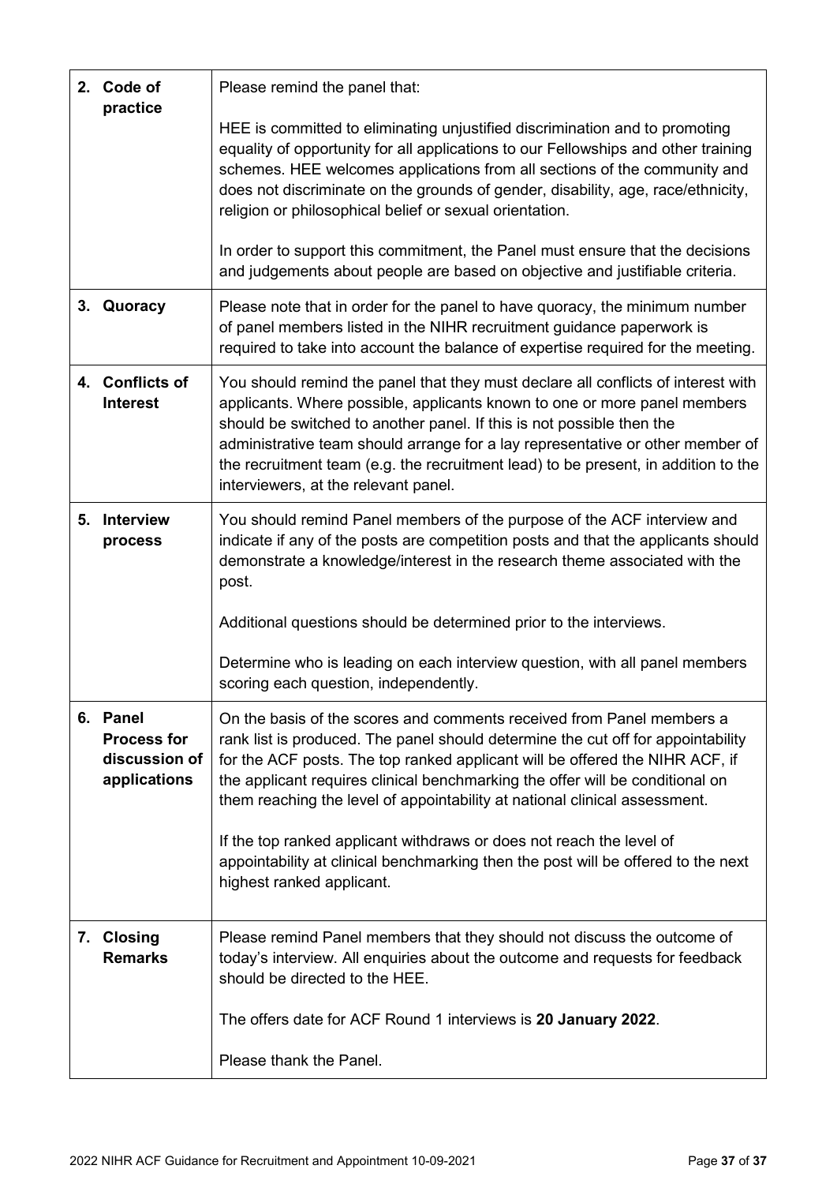| | |
|---|---|
| **2. Code of practice** | Please remind the panel that:<br><br>HEE is committed to eliminating unjustified discrimination and to promoting equality of opportunity for all applications to our Fellowships and other training schemes. HEE welcomes applications from all sections of the community and does not discriminate on the grounds of gender, disability, age, race/ethnicity, religion or philosophical belief or sexual orientation.<br><br>In order to support this commitment, the Panel must ensure that the decisions and judgements about people are based on objective and justifiable criteria. |
| **3. Quoracy** | Please note that in order for the panel to have quoracy, the minimum number of panel members listed in the NIHR recruitment guidance paperwork is required to take into account the balance of expertise required for the meeting. |
| **4. Conflicts of Interest** | You should remind the panel that they must declare all conflicts of interest with applicants. Where possible, applicants known to one or more panel members should be switched to another panel. If this is not possible then the administrative team should arrange for a lay representative or other member of the recruitment team (e.g. the recruitment lead) to be present, in addition to the interviewers, at the relevant panel. |
| **5. Interview process** | You should remind Panel members of the purpose of the ACF interview and indicate if any of the posts are competition posts and that the applicants should demonstrate a knowledge/interest in the research theme associated with the post.<br><br>Additional questions should be determined prior to the interviews.<br><br>Determine who is leading on each interview question, with all panel members scoring each question, independently. |
| **6. Panel Process for discussion of applications** | On the basis of the scores and comments received from Panel members a rank list is produced. The panel should determine the cut off for appointability for the ACF posts. The top ranked applicant will be offered the NIHR ACF, if the applicant requires clinical benchmarking the offer will be conditional on them reaching the level of appointability at national clinical assessment.<br><br>If the top ranked applicant withdraws or does not reach the level of appointability at clinical benchmarking then the post will be offered to the next highest ranked applicant. |
| **7. Closing Remarks** | Please remind Panel members that they should not discuss the outcome of today's interview. All enquiries about the outcome and requests for feedback should be directed to the HEE.<br><br>The offers date for ACF Round 1 interviews is **20 January 2022**.<br><br>Please thank the Panel. |